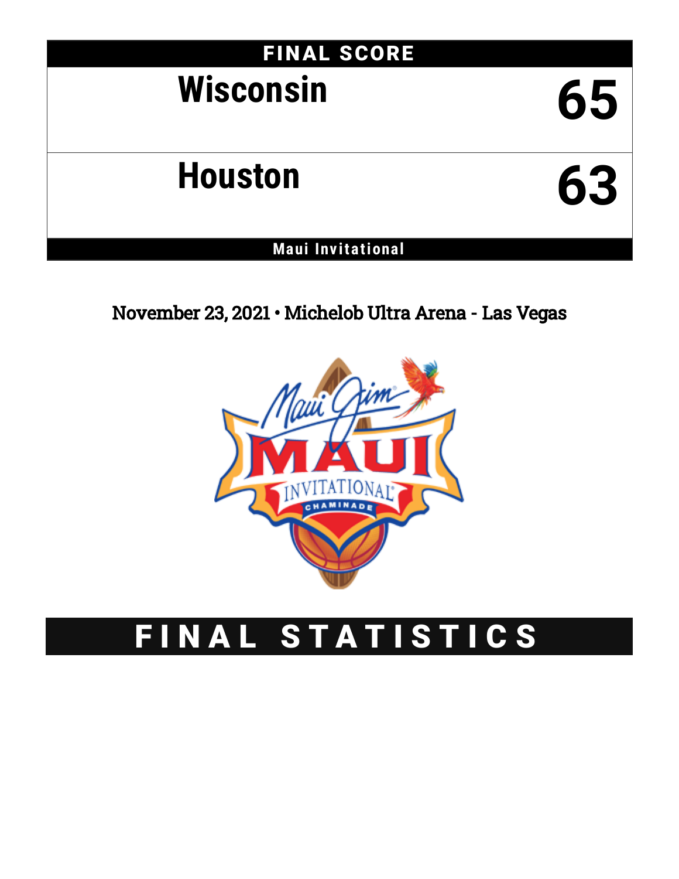# FINAL SCORE

| | |
|---|---|
| **Wisconsin** | **65** |
| **Houston** | **63** |

**Maui Invitational**

November 23, 2021 • Michelob Ultra Arena - Las Vegas

# FINAL STATISTICS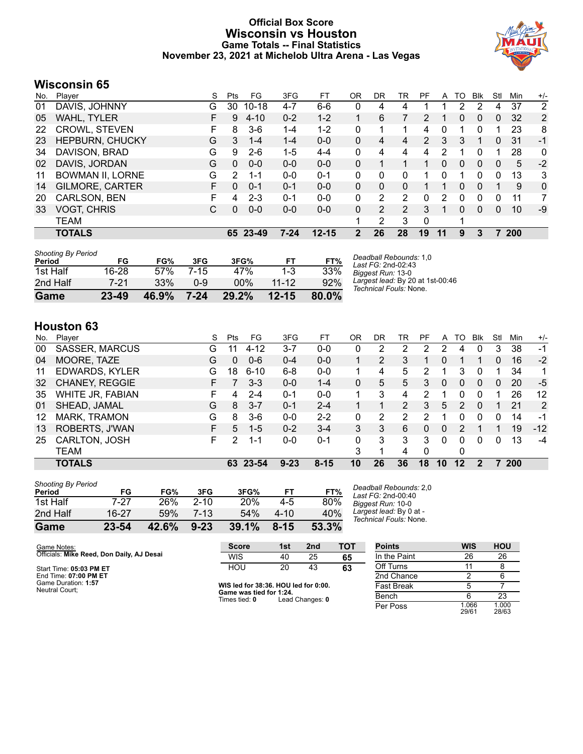# Official Box Score
# Wisconsin vs Houston
### Game Totals -- Final Statistics
### November 23, 2021 at Michelob Ultra Arena - Las Vegas

## Wisconsin 65

| No. | Player | S | Pts | FG | 3FG | FT | OR | DR | TR | PF | A | TO | Blk | Stl | Min | +/- |
|---|---|---|---|---|---|---|---|---|---|---|---|---|---|---|---|---|
| 01 | DAVIS, JOHNNY | G | 30 | 10-18 | 4-7 | 6-6 | 0 | 4 | 4 | 1 | 1 | 2 | 2 | 4 | 37 | 2 |
| 05 | WAHL, TYLER | F | 9 | 4-10 | 0-2 | 1-2 | 1 | 6 | 7 | 2 | 1 | 0 | 0 | 0 | 32 | 2 |
| 22 | CROWL, STEVEN | F | 8 | 3-6 | 1-4 | 1-2 | 0 | 1 | 1 | 4 | 0 | 1 | 0 | 1 | 23 | 8 |
| 23 | HEPBURN, CHUCKY | G | 3 | 1-4 | 1-4 | 0-0 | 0 | 4 | 4 | 2 | 3 | 3 | 1 | 0 | 31 | -1 |
| 34 | DAVISON, BRAD | G | 9 | 2-6 | 1-5 | 4-4 | 0 | 4 | 4 | 4 | 2 | 1 | 0 | 1 | 28 | 0 |
| 02 | DAVIS, JORDAN | G | 0 | 0-0 | 0-0 | 0-0 | 0 | 1 | 1 | 1 | 0 | 0 | 0 | 0 | 5 | -2 |
| 11 | BOWMAN II, LORNE | G | 2 | 1-1 | 0-0 | 0-1 | 0 | 0 | 0 | 1 | 0 | 1 | 0 | 0 | 13 | 3 |
| 14 | GILMORE, CARTER | F | 0 | 0-1 | 0-1 | 0-0 | 0 | 0 | 0 | 1 | 1 | 0 | 0 | 1 | 9 | 0 |
| 20 | CARLSON, BEN | F | 4 | 2-3 | 0-1 | 0-0 | 0 | 2 | 2 | 0 | 2 | 0 | 0 | 0 | 11 | 7 |
| 33 | VOGT, CHRIS | C | 0 | 0-0 | 0-0 | 0-0 | 0 | 2 | 2 | 3 | 1 | 0 | 0 | 0 | 10 | -9 |
| | TEAM | | | | | | 1 | 2 | 3 | 0 | | 1 | | | | |
| | **TOTALS** | | **65** | **23-49** | **7-24** | **12-15** | **2** | **26** | **28** | **19** | **11** | **9** | **3** | **7** | **200** | |

*Shooting By Period*

| Period | FG | FG% | 3FG | 3FG% | FT | FT% |
|---|---|---|---|---|---|---|
| 1st Half | 16-28 | 57% | 7-15 | 47% | 1-3 | 33% |
| 2nd Half | 7-21 | 33% | 0-9 | 00% | 11-12 | 92% |
| **Game** | **23-49** | **46.9%** | **7-24** | **29.2%** | **12-15** | **80.0%** |

*Deadball Rebounds:* 1,0
*Last FG:* 2nd-02:43
*Biggest Run:* 13-0
*Largest lead:* By 20 at 1st-00:46
*Technical Fouls:* None.

## Houston 63

| No. | Player | S | Pts | FG | 3FG | FT | OR | DR | TR | PF | A | TO | Blk | Stl | Min | +/- |
|---|---|---|---|---|---|---|---|---|---|---|---|---|---|---|---|---|
| 00 | SASSER, MARCUS | G | 11 | 4-12 | 3-7 | 0-0 | 0 | 2 | 2 | 2 | 2 | 4 | 0 | 3 | 38 | -1 |
| 04 | MOORE, TAZE | G | 0 | 0-6 | 0-4 | 0-0 | 1 | 2 | 3 | 1 | 0 | 1 | 1 | 0 | 16 | -2 |
| 11 | EDWARDS, KYLER | G | 18 | 6-10 | 6-8 | 0-0 | 1 | 4 | 5 | 2 | 1 | 3 | 0 | 1 | 34 | 1 |
| 32 | CHANEY, REGGIE | F | 7 | 3-3 | 0-0 | 1-4 | 0 | 5 | 5 | 3 | 0 | 0 | 0 | 0 | 20 | -5 |
| 35 | WHITE JR, FABIAN | F | 4 | 2-4 | 0-1 | 0-0 | 1 | 3 | 4 | 2 | 1 | 0 | 0 | 1 | 26 | 12 |
| 01 | SHEAD, JAMAL | G | 8 | 3-7 | 0-1 | 2-4 | 1 | 1 | 2 | 3 | 5 | 2 | 0 | 1 | 21 | 2 |
| 12 | MARK, TRAMON | G | 8 | 3-6 | 0-0 | 2-2 | 0 | 2 | 2 | 2 | 1 | 0 | 0 | 0 | 14 | -1 |
| 13 | ROBERTS, J'WAN | F | 5 | 1-5 | 0-2 | 3-4 | 3 | 3 | 6 | 0 | 0 | 2 | 1 | 1 | 19 | -12 |
| 25 | CARLTON, JOSH | F | 2 | 1-1 | 0-0 | 0-1 | 0 | 3 | 3 | 3 | 0 | 0 | 0 | 0 | 13 | -4 |
| | TEAM | | | | | | 3 | 1 | 4 | 0 | | 0 | | | | |
| | **TOTALS** | | **63** | **23-54** | **9-23** | **8-15** | **10** | **26** | **36** | **18** | **10** | **12** | **2** | **7** | **200** | |

*Shooting By Period*

| Period | FG | FG% | 3FG | 3FG% | FT | FT% |
|---|---|---|---|---|---|---|
| 1st Half | 7-27 | 26% | 2-10 | 20% | 4-5 | 80% |
| 2nd Half | 16-27 | 59% | 7-13 | 54% | 4-10 | 40% |
| **Game** | **23-54** | **42.6%** | **9-23** | **39.1%** | **8-15** | **53.3%** |

*Deadball Rebounds:* 2,0
*Last FG:* 2nd-00:40
*Biggest Run:* 10-0
*Largest lead:* By 0 at -
*Technical Fouls:* None.

Game Notes:
Officials: **Mike Reed, Don Daily, AJ Desai**

Start Time: **05:03 PM ET**
End Time: **07:00 PM ET**
Game Duration: **1:57**
Neutral Court;

| Score | 1st | 2nd | TOT |
|---|---|---|---|
| WIS | 40 | 25 | **65** |
| HOU | 20 | 43 | **63** |

**WIS led for 38:36. HOU led for 0:00.**
**Game was tied for 1:24.**
Times tied: **0** Lead Changes: **0**

| Points | WIS | HOU |
|---|---|---|
| In the Paint | 26 | 26 |
| Off Turns | 11 | 8 |
| 2nd Chance | 2 | 6 |
| Fast Break | 5 | 7 |
| Bench | 6 | 23 |
| Per Poss | 1.066 29/61 | 1.000 28/63 |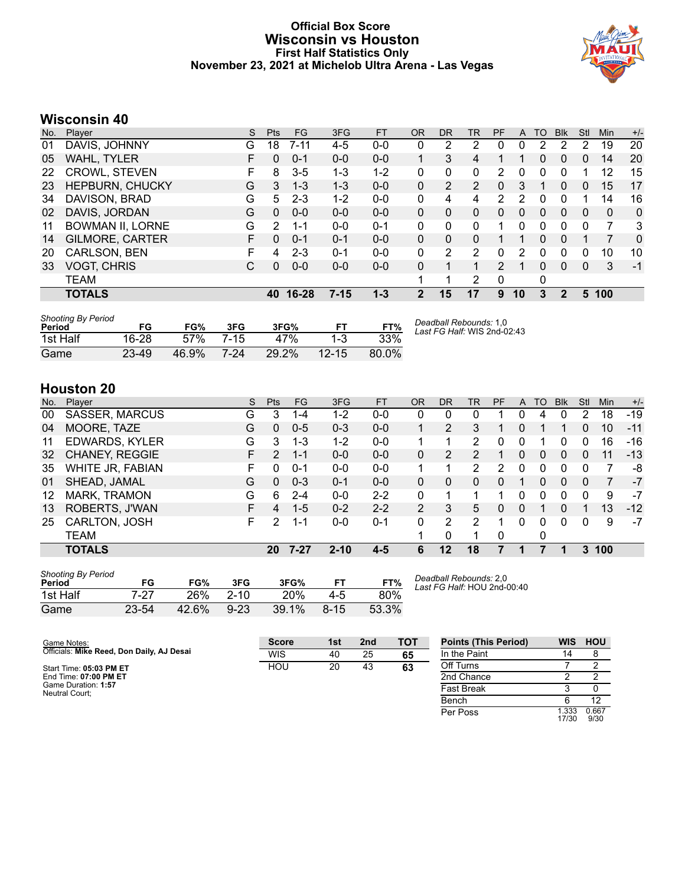# Official Box Score
# Wisconsin vs Houston
### First Half Statistics Only
### November 23, 2021 at Michelob Ultra Arena - Las Vegas

## Wisconsin 40

| No. | Player | S | Pts | FG | 3FG | FT | OR | DR | TR | PF | A | TO | Blk | Stl | Min | +/- |
|---|---|---|---|---|---|---|---|---|---|---|---|---|---|---|---|---|
| 01 | DAVIS, JOHNNY | G | 18 | 7-11 | 4-5 | 0-0 | 0 | 2 | 2 | 0 | 0 | 2 | 2 | 2 | 19 | 20 |
| 05 | WAHL, TYLER | F | 0 | 0-1 | 0-0 | 0-0 | 1 | 3 | 4 | 1 | 1 | 0 | 0 | 0 | 14 | 20 |
| 22 | CROWL, STEVEN | F | 8 | 3-5 | 1-3 | 1-2 | 0 | 0 | 0 | 2 | 0 | 0 | 0 | 1 | 12 | 15 |
| 23 | HEPBURN, CHUCKY | G | 3 | 1-3 | 1-3 | 0-0 | 0 | 2 | 2 | 0 | 3 | 1 | 0 | 0 | 15 | 17 |
| 34 | DAVISON, BRAD | G | 5 | 2-3 | 1-2 | 0-0 | 0 | 4 | 4 | 2 | 2 | 0 | 0 | 1 | 14 | 16 |
| 02 | DAVIS, JORDAN | G | 0 | 0-0 | 0-0 | 0-0 | 0 | 0 | 0 | 0 | 0 | 0 | 0 | 0 | 0 | 0 |
| 11 | BOWMAN II, LORNE | G | 2 | 1-1 | 0-0 | 0-1 | 0 | 0 | 0 | 1 | 0 | 0 | 0 | 0 | 7 | 3 |
| 14 | GILMORE, CARTER | F | 0 | 0-1 | 0-1 | 0-0 | 0 | 0 | 0 | 1 | 1 | 0 | 0 | 1 | 7 | 0 |
| 20 | CARLSON, BEN | F | 4 | 2-3 | 0-1 | 0-0 | 0 | 2 | 2 | 0 | 2 | 0 | 0 | 0 | 10 | 10 |
| 33 | VOGT, CHRIS | C | 0 | 0-0 | 0-0 | 0-0 | 0 | 1 | 1 | 2 | 1 | 0 | 0 | 0 | 3 | -1 |
| | TEAM | | | | | | 1 | 1 | 2 | 0 | | 0 | | | | |
| | **TOTALS** | | **40** | **16-28** | **7-15** | **1-3** | **2** | **15** | **17** | **9** | **10** | **3** | **2** | **5** | **100** | |

*Shooting By Period*

| Period | FG | FG% | 3FG | 3FG% | FT | FT% |
|---|---|---|---|---|---|---|
| 1st Half | 16-28 | 57% | 7-15 | 47% | 1-3 | 33% |
| Game | 23-49 | 46.9% | 7-24 | 29.2% | 12-15 | 80.0% |

*Deadball Rebounds:* 1,0
*Last FG Half:* WIS 2nd-02:43

## Houston 20

| No. | Player | S | Pts | FG | 3FG | FT | OR | DR | TR | PF | A | TO | Blk | Stl | Min | +/- |
|---|---|---|---|---|---|---|---|---|---|---|---|---|---|---|---|---|
| 00 | SASSER, MARCUS | G | 3 | 1-4 | 1-2 | 0-0 | 0 | 0 | 0 | 1 | 0 | 4 | 0 | 2 | 18 | -19 |
| 04 | MOORE, TAZE | G | 0 | 0-5 | 0-3 | 0-0 | 1 | 2 | 3 | 1 | 0 | 1 | 1 | 0 | 10 | -11 |
| 11 | EDWARDS, KYLER | G | 3 | 1-3 | 1-2 | 0-0 | 1 | 1 | 2 | 0 | 0 | 1 | 0 | 0 | 16 | -16 |
| 32 | CHANEY, REGGIE | F | 2 | 1-1 | 0-0 | 0-0 | 0 | 2 | 2 | 1 | 0 | 0 | 0 | 0 | 11 | -13 |
| 35 | WHITE JR, FABIAN | F | 0 | 0-1 | 0-0 | 0-0 | 1 | 1 | 2 | 2 | 0 | 0 | 0 | 0 | 7 | -8 |
| 01 | SHEAD, JAMAL | G | 0 | 0-3 | 0-1 | 0-0 | 0 | 0 | 0 | 0 | 1 | 0 | 0 | 0 | 7 | -7 |
| 12 | MARK, TRAMON | G | 6 | 2-4 | 0-0 | 2-2 | 0 | 1 | 1 | 1 | 0 | 0 | 0 | 0 | 9 | -7 |
| 13 | ROBERTS, J'WAN | F | 4 | 1-5 | 0-2 | 2-2 | 2 | 3 | 5 | 0 | 0 | 1 | 0 | 1 | 13 | -12 |
| 25 | CARLTON, JOSH | F | 2 | 1-1 | 0-0 | 0-1 | 0 | 2 | 2 | 1 | 0 | 0 | 0 | 0 | 9 | -7 |
| | TEAM | | | | | | 1 | 0 | 1 | 0 | | 0 | | | | |
| | **TOTALS** | | **20** | **7-27** | **2-10** | **4-5** | **6** | **12** | **18** | **7** | **1** | **7** | **1** | **3** | **100** | |

*Shooting By Period*

| Period | FG | FG% | 3FG | 3FG% | FT | FT% |
|---|---|---|---|---|---|---|
| 1st Half | 7-27 | 26% | 2-10 | 20% | 4-5 | 80% |
| Game | 23-54 | 42.6% | 9-23 | 39.1% | 8-15 | 53.3% |

*Deadball Rebounds:* 2,0
*Last FG Half:* HOU 2nd-00:40

Game Notes:
Officials: **Mike Reed, Don Daily, AJ Desai**

Start Time: **05:03 PM ET**
End Time: **07:00 PM ET**
Game Duration: **1:57**
Neutral Court;

| Score | 1st | 2nd | TOT |
|---|---|---|---|
| WIS | 40 | 25 | **65** |
| HOU | 20 | 43 | **63** |

| Points (This Period) | WIS | HOU |
|---|---|---|
| In the Paint | 14 | 8 |
| Off Turns | 7 | 2 |
| 2nd Chance | 2 | 2 |
| Fast Break | 3 | 0 |
| Bench | 6 | 12 |
| Per Poss | 1.333 17/30 | 0.667 9/30 |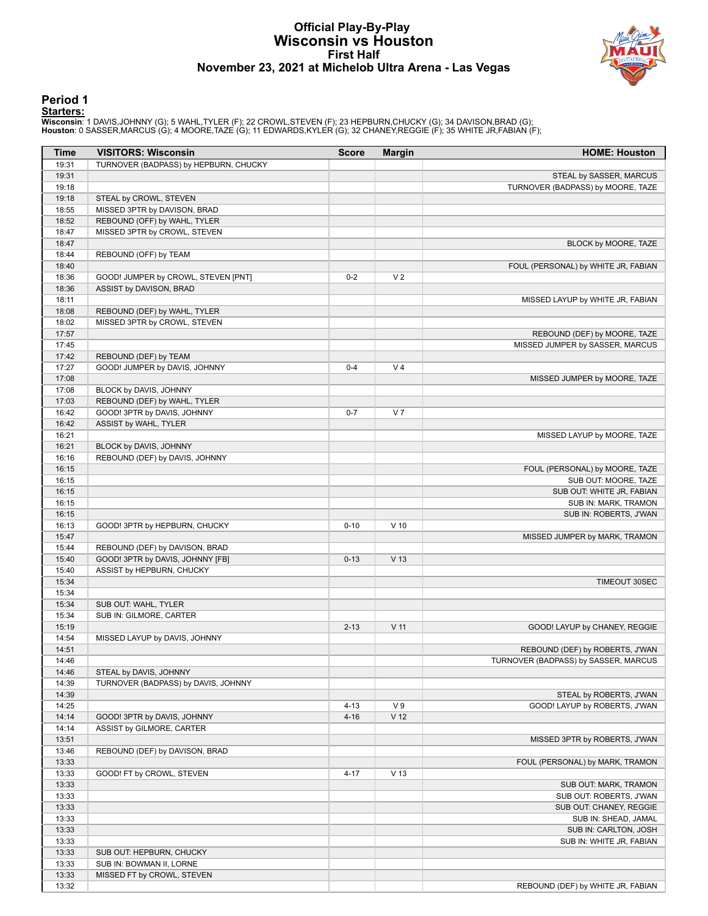# Official Play-By-Play
## Wisconsin vs Houston
### First Half
### November 23, 2021 at Michelob Ultra Arena - Las Vegas

## Period 1

**Starters:**

**Wisconsin**: 1 DAVIS,JOHNNY (G); 5 WAHL,TYLER (F); 22 CROWL,STEVEN (F); 23 HEPBURN,CHUCKY (G); 34 DAVISON,BRAD (G);
**Houston**: 0 SASSER,MARCUS (G); 4 MOORE,TAZE (G); 11 EDWARDS,KYLER (G); 32 CHANEY,REGGIE (F); 35 WHITE JR,FABIAN (F);

| Time | VISITORS: Wisconsin | Score | Margin | HOME: Houston |
|---|---|---|---|---|
| 19:31 | TURNOVER (BADPASS) by HEPBURN, CHUCKY | | | |
| 19:31 | | | | STEAL by SASSER, MARCUS |
| 19:18 | | | | TURNOVER (BADPASS) by MOORE, TAZE |
| 19:18 | STEAL by CROWL, STEVEN | | | |
| 18:55 | MISSED 3PTR by DAVISON, BRAD | | | |
| 18:52 | REBOUND (OFF) by WAHL, TYLER | | | |
| 18:47 | MISSED 3PTR by CROWL, STEVEN | | | |
| 18:47 | | | | BLOCK by MOORE, TAZE |
| 18:44 | REBOUND (OFF) by TEAM | | | |
| 18:40 | | | | FOUL (PERSONAL) by WHITE JR, FABIAN |
| 18:36 | GOOD! JUMPER by CROWL, STEVEN [PNT] | 0-2 | V 2 | |
| 18:36 | ASSIST by DAVISON, BRAD | | | |
| 18:11 | | | | MISSED LAYUP by WHITE JR, FABIAN |
| 18:08 | REBOUND (DEF) by WAHL, TYLER | | | |
| 18:02 | MISSED 3PTR by CROWL, STEVEN | | | |
| 17:57 | | | | REBOUND (DEF) by MOORE, TAZE |
| 17:45 | | | | MISSED JUMPER by SASSER, MARCUS |
| 17:42 | REBOUND (DEF) by TEAM | | | |
| 17:27 | GOOD! JUMPER by DAVIS, JOHNNY | 0-4 | V 4 | |
| 17:08 | | | | MISSED JUMPER by MOORE, TAZE |
| 17:08 | BLOCK by DAVIS, JOHNNY | | | |
| 17:03 | REBOUND (DEF) by WAHL, TYLER | | | |
| 16:42 | GOOD! 3PTR by DAVIS, JOHNNY | 0-7 | V 7 | |
| 16:42 | ASSIST by WAHL, TYLER | | | |
| 16:21 | | | | MISSED LAYUP by MOORE, TAZE |
| 16:21 | BLOCK by DAVIS, JOHNNY | | | |
| 16:16 | REBOUND (DEF) by DAVIS, JOHNNY | | | |
| 16:15 | | | | FOUL (PERSONAL) by MOORE, TAZE |
| 16:15 | | | | SUB OUT: MOORE, TAZE |
| 16:15 | | | | SUB OUT: WHITE JR, FABIAN |
| 16:15 | | | | SUB IN: MARK, TRAMON |
| 16:15 | | | | SUB IN: ROBERTS, J'WAN |
| 16:13 | GOOD! 3PTR by HEPBURN, CHUCKY | 0-10 | V 10 | |
| 15:47 | | | | MISSED JUMPER by MARK, TRAMON |
| 15:44 | REBOUND (DEF) by DAVISON, BRAD | | | |
| 15:40 | GOOD! 3PTR by DAVIS, JOHNNY [FB] | 0-13 | V 13 | |
| 15:40 | ASSIST by HEPBURN, CHUCKY | | | |
| 15:34 | | | | TIMEOUT 30SEC |
| 15:34 | | | | |
| 15:34 | SUB OUT: WAHL, TYLER | | | |
| 15:34 | SUB IN: GILMORE, CARTER | | | |
| 15:19 | | 2-13 | V 11 | GOOD! LAYUP by CHANEY, REGGIE |
| 14:54 | MISSED LAYUP by DAVIS, JOHNNY | | | |
| 14:51 | | | | REBOUND (DEF) by ROBERTS, J'WAN |
| 14:46 | | | | TURNOVER (BADPASS) by SASSER, MARCUS |
| 14:46 | STEAL by DAVIS, JOHNNY | | | |
| 14:39 | TURNOVER (BADPASS) by DAVIS, JOHNNY | | | |
| 14:39 | | | | STEAL by ROBERTS, J'WAN |
| 14:25 | | 4-13 | V 9 | GOOD! LAYUP by ROBERTS, J'WAN |
| 14:14 | GOOD! 3PTR by DAVIS, JOHNNY | 4-16 | V 12 | |
| 14:14 | ASSIST by GILMORE, CARTER | | | |
| 13:51 | | | | MISSED 3PTR by ROBERTS, J'WAN |
| 13:46 | REBOUND (DEF) by DAVISON, BRAD | | | |
| 13:33 | | | | FOUL (PERSONAL) by MARK, TRAMON |
| 13:33 | GOOD! FT by CROWL, STEVEN | 4-17 | V 13 | |
| 13:33 | | | | SUB OUT: MARK, TRAMON |
| 13:33 | | | | SUB OUT: ROBERTS, J'WAN |
| 13:33 | | | | SUB OUT: CHANEY, REGGIE |
| 13:33 | | | | SUB IN: SHEAD, JAMAL |
| 13:33 | | | | SUB IN: CARLTON, JOSH |
| 13:33 | | | | SUB IN: WHITE JR, FABIAN |
| 13:33 | SUB OUT: HEPBURN, CHUCKY | | | |
| 13:33 | SUB IN: BOWMAN II, LORNE | | | |
| 13:33 | MISSED FT by CROWL, STEVEN | | | |
| 13:32 | | | | REBOUND (DEF) by WHITE JR, FABIAN |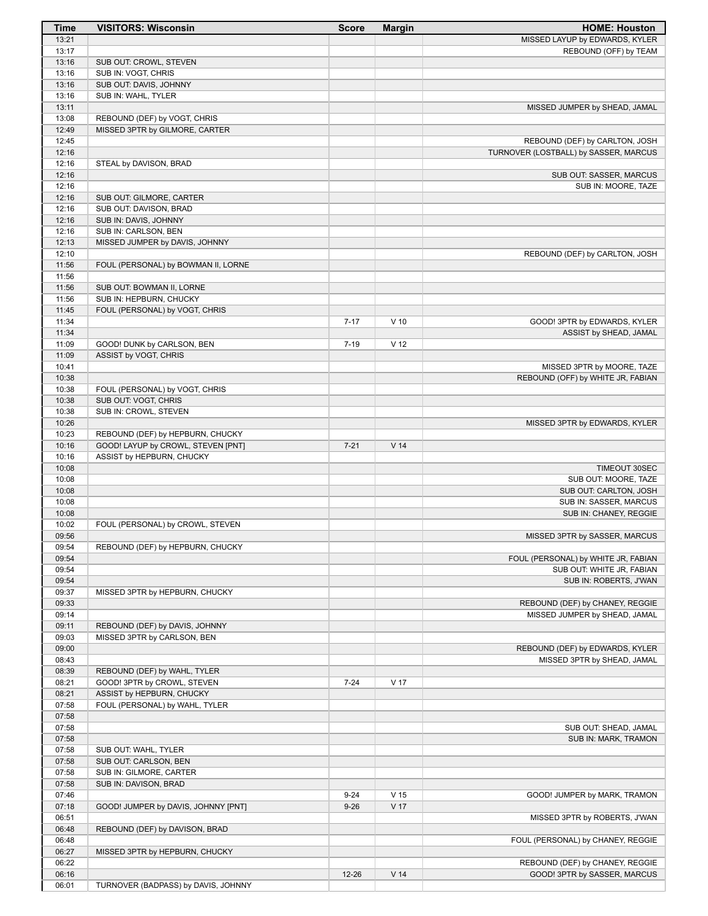| Time | VISITORS: Wisconsin | Score | Margin | HOME: Houston |
|---|---|---|---|---|
| 13:21 | | | | MISSED LAYUP by EDWARDS, KYLER |
| 13:17 | | | | REBOUND (OFF) by TEAM |
| 13:16 | SUB OUT: CROWL, STEVEN | | | |
| 13:16 | SUB IN: VOGT, CHRIS | | | |
| 13:16 | SUB OUT: DAVIS, JOHNNY | | | |
| 13:16 | SUB IN: WAHL, TYLER | | | |
| 13:11 | | | | MISSED JUMPER by SHEAD, JAMAL |
| 13:08 | REBOUND (DEF) by VOGT, CHRIS | | | |
| 12:49 | MISSED 3PTR by GILMORE, CARTER | | | |
| 12:45 | | | | REBOUND (DEF) by CARLTON, JOSH |
| 12:16 | | | | TURNOVER (LOSTBALL) by SASSER, MARCUS |
| 12:16 | STEAL by DAVISON, BRAD | | | |
| 12:16 | | | | SUB OUT: SASSER, MARCUS |
| 12:16 | | | | SUB IN: MOORE, TAZE |
| 12:16 | SUB OUT: GILMORE, CARTER | | | |
| 12:16 | SUB OUT: DAVISON, BRAD | | | |
| 12:16 | SUB IN: DAVIS, JOHNNY | | | |
| 12:16 | SUB IN: CARLSON, BEN | | | |
| 12:13 | MISSED JUMPER by DAVIS, JOHNNY | | | |
| 12:10 | | | | REBOUND (DEF) by CARLTON, JOSH |
| 11:56 | FOUL (PERSONAL) by BOWMAN II, LORNE | | | |
| 11:56 | | | | |
| 11:56 | SUB OUT: BOWMAN II, LORNE | | | |
| 11:56 | SUB IN: HEPBURN, CHUCKY | | | |
| 11:45 | FOUL (PERSONAL) by VOGT, CHRIS | | | |
| 11:34 | | 7-17 | V 10 | GOOD! 3PTR by EDWARDS, KYLER |
| 11:34 | | | | ASSIST by SHEAD, JAMAL |
| 11:09 | GOOD! DUNK by CARLSON, BEN | 7-19 | V 12 | |
| 11:09 | ASSIST by VOGT, CHRIS | | | |
| 10:41 | | | | MISSED 3PTR by MOORE, TAZE |
| 10:38 | | | | REBOUND (OFF) by WHITE JR, FABIAN |
| 10:38 | FOUL (PERSONAL) by VOGT, CHRIS | | | |
| 10:38 | SUB OUT: VOGT, CHRIS | | | |
| 10:38 | SUB IN: CROWL, STEVEN | | | |
| 10:26 | | | | MISSED 3PTR by EDWARDS, KYLER |
| 10:23 | REBOUND (DEF) by HEPBURN, CHUCKY | | | |
| 10:16 | GOOD! LAYUP by CROWL, STEVEN [PNT] | 7-21 | V 14 | |
| 10:16 | ASSIST by HEPBURN, CHUCKY | | | |
| 10:08 | | | | TIMEOUT 30SEC |
| 10:08 | | | | SUB OUT: MOORE, TAZE |
| 10:08 | | | | SUB OUT: CARLTON, JOSH |
| 10:08 | | | | SUB IN: SASSER, MARCUS |
| 10:08 | | | | SUB IN: CHANEY, REGGIE |
| 10:02 | FOUL (PERSONAL) by CROWL, STEVEN | | | |
| 09:56 | | | | MISSED 3PTR by SASSER, MARCUS |
| 09:54 | REBOUND (DEF) by HEPBURN, CHUCKY | | | |
| 09:54 | | | | FOUL (PERSONAL) by WHITE JR, FABIAN |
| 09:54 | | | | SUB OUT: WHITE JR, FABIAN |
| 09:54 | | | | SUB IN: ROBERTS, J'WAN |
| 09:37 | MISSED 3PTR by HEPBURN, CHUCKY | | | |
| 09:33 | | | | REBOUND (DEF) by CHANEY, REGGIE |
| 09:14 | | | | MISSED JUMPER by SHEAD, JAMAL |
| 09:11 | REBOUND (DEF) by DAVIS, JOHNNY | | | |
| 09:03 | MISSED 3PTR by CARLSON, BEN | | | |
| 09:00 | | | | REBOUND (DEF) by EDWARDS, KYLER |
| 08:43 | | | | MISSED 3PTR by SHEAD, JAMAL |
| 08:39 | REBOUND (DEF) by WAHL, TYLER | | | |
| 08:21 | GOOD! 3PTR by CROWL, STEVEN | 7-24 | V 17 | |
| 08:21 | ASSIST by HEPBURN, CHUCKY | | | |
| 07:58 | FOUL (PERSONAL) by WAHL, TYLER | | | |
| 07:58 | | | | |
| 07:58 | | | | SUB OUT: SHEAD, JAMAL |
| 07:58 | | | | SUB IN: MARK, TRAMON |
| 07:58 | SUB OUT: WAHL, TYLER | | | |
| 07:58 | SUB OUT: CARLSON, BEN | | | |
| 07:58 | SUB IN: GILMORE, CARTER | | | |
| 07:58 | SUB IN: DAVISON, BRAD | | | |
| 07:46 | | 9-24 | V 15 | GOOD! JUMPER by MARK, TRAMON |
| 07:18 | GOOD! JUMPER by DAVIS, JOHNNY [PNT] | 9-26 | V 17 | |
| 06:51 | | | | MISSED 3PTR by ROBERTS, J'WAN |
| 06:48 | REBOUND (DEF) by DAVISON, BRAD | | | |
| 06:48 | | | | FOUL (PERSONAL) by CHANEY, REGGIE |
| 06:27 | MISSED 3PTR by HEPBURN, CHUCKY | | | |
| 06:22 | | | | REBOUND (DEF) by CHANEY, REGGIE |
| 06:16 | | 12-26 | V 14 | GOOD! 3PTR by SASSER, MARCUS |
| 06:01 | TURNOVER (BADPASS) by DAVIS, JOHNNY | | | |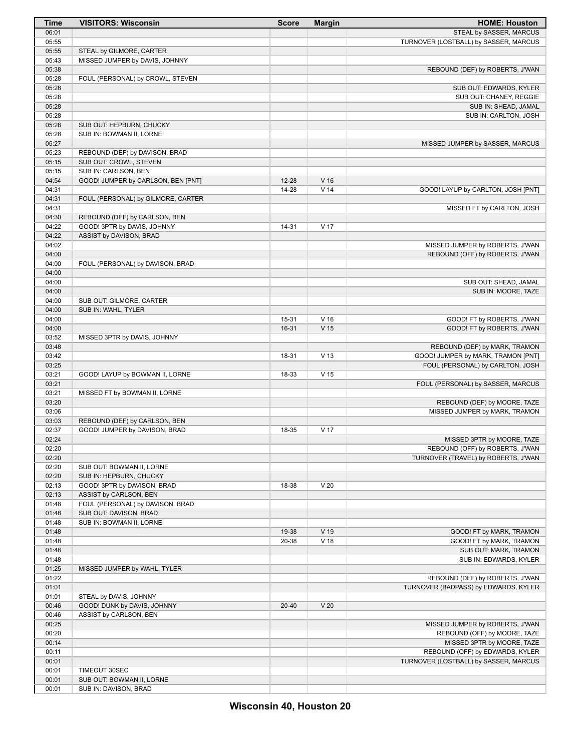| Time | VISITORS: Wisconsin | Score | Margin | HOME: Houston |
|---|---|---|---|---|
| 06:01 | | | | STEAL by SASSER, MARCUS |
| 05:55 | | | | TURNOVER (LOSTBALL) by SASSER, MARCUS |
| 05:55 | STEAL by GILMORE, CARTER | | | |
| 05:43 | MISSED JUMPER by DAVIS, JOHNNY | | | |
| 05:38 | | | | REBOUND (DEF) by ROBERTS, J'WAN |
| 05:28 | FOUL (PERSONAL) by CROWL, STEVEN | | | |
| 05:28 | | | | SUB OUT: EDWARDS, KYLER |
| 05:28 | | | | SUB OUT: CHANEY, REGGIE |
| 05:28 | | | | SUB IN: SHEAD, JAMAL |
| 05:28 | | | | SUB IN: CARLTON, JOSH |
| 05:28 | SUB OUT: HEPBURN, CHUCKY | | | |
| 05:28 | SUB IN: BOWMAN II, LORNE | | | |
| 05:27 | | | | MISSED JUMPER by SASSER, MARCUS |
| 05:23 | REBOUND (DEF) by DAVISON, BRAD | | | |
| 05:15 | SUB OUT: CROWL, STEVEN | | | |
| 05:15 | SUB IN: CARLSON, BEN | | | |
| 04:54 | GOOD! JUMPER by CARLSON, BEN [PNT] | 12-28 | V 16 | |
| 04:31 | | 14-28 | V 14 | GOOD! LAYUP by CARLTON, JOSH [PNT] |
| 04:31 | FOUL (PERSONAL) by GILMORE, CARTER | | | |
| 04:31 | | | | MISSED FT by CARLTON, JOSH |
| 04:30 | REBOUND (DEF) by CARLSON, BEN | | | |
| 04:22 | GOOD! 3PTR by DAVIS, JOHNNY | 14-31 | V 17 | |
| 04:22 | ASSIST by DAVISON, BRAD | | | |
| 04:02 | | | | MISSED JUMPER by ROBERTS, J'WAN |
| 04:00 | | | | REBOUND (OFF) by ROBERTS, J'WAN |
| 04:00 | FOUL (PERSONAL) by DAVISON, BRAD | | | |
| 04:00 | | | | |
| 04:00 | | | | SUB OUT: SHEAD, JAMAL |
| 04:00 | | | | SUB IN: MOORE, TAZE |
| 04:00 | SUB OUT: GILMORE, CARTER | | | |
| 04:00 | SUB IN: WAHL, TYLER | | | |
| 04:00 | | 15-31 | V 16 | GOOD! FT by ROBERTS, J'WAN |
| 04:00 | | 16-31 | V 15 | GOOD! FT by ROBERTS, J'WAN |
| 03:52 | MISSED 3PTR by DAVIS, JOHNNY | | | |
| 03:48 | | | | REBOUND (DEF) by MARK, TRAMON |
| 03:42 | | 18-31 | V 13 | GOOD! JUMPER by MARK, TRAMON [PNT] |
| 03:25 | | | | FOUL (PERSONAL) by CARLTON, JOSH |
| 03:21 | GOOD! LAYUP by BOWMAN II, LORNE | 18-33 | V 15 | |
| 03:21 | | | | FOUL (PERSONAL) by SASSER, MARCUS |
| 03:21 | MISSED FT by BOWMAN II, LORNE | | | |
| 03:20 | | | | REBOUND (DEF) by MOORE, TAZE |
| 03:06 | | | | MISSED JUMPER by MARK, TRAMON |
| 03:03 | REBOUND (DEF) by CARLSON, BEN | | | |
| 02:37 | GOOD! JUMPER by DAVISON, BRAD | 18-35 | V 17 | |
| 02:24 | | | | MISSED 3PTR by MOORE, TAZE |
| 02:20 | | | | REBOUND (OFF) by ROBERTS, J'WAN |
| 02:20 | | | | TURNOVER (TRAVEL) by ROBERTS, J'WAN |
| 02:20 | SUB OUT: BOWMAN II, LORNE | | | |
| 02:20 | SUB IN: HEPBURN, CHUCKY | | | |
| 02:13 | GOOD! 3PTR by DAVISON, BRAD | 18-38 | V 20 | |
| 02:13 | ASSIST by CARLSON, BEN | | | |
| 01:48 | FOUL (PERSONAL) by DAVISON, BRAD | | | |
| 01:48 | SUB OUT: DAVISON, BRAD | | | |
| 01:48 | SUB IN: BOWMAN II, LORNE | | | |
| 01:48 | | 19-38 | V 19 | GOOD! FT by MARK, TRAMON |
| 01:48 | | 20-38 | V 18 | GOOD! FT by MARK, TRAMON |
| 01:48 | | | | SUB OUT: MARK, TRAMON |
| 01:48 | | | | SUB IN: EDWARDS, KYLER |
| 01:25 | MISSED JUMPER by WAHL, TYLER | | | |
| 01:22 | | | | REBOUND (DEF) by ROBERTS, J'WAN |
| 01:01 | | | | TURNOVER (BADPASS) by EDWARDS, KYLER |
| 01:01 | STEAL by DAVIS, JOHNNY | | | |
| 00:46 | GOOD! DUNK by DAVIS, JOHNNY | 20-40 | V 20 | |
| 00:46 | ASSIST by CARLSON, BEN | | | |
| 00:25 | | | | MISSED JUMPER by ROBERTS, J'WAN |
| 00:20 | | | | REBOUND (OFF) by MOORE, TAZE |
| 00:14 | | | | MISSED 3PTR by MOORE, TAZE |
| 00:11 | | | | REBOUND (OFF) by EDWARDS, KYLER |
| 00:01 | | | | TURNOVER (LOSTBALL) by SASSER, MARCUS |
| 00:01 | TIMEOUT 30SEC | | | |
| 00:01 | SUB OUT: BOWMAN II, LORNE | | | |
| 00:01 | SUB IN: DAVISON, BRAD | | | |

**Wisconsin 40, Houston 20**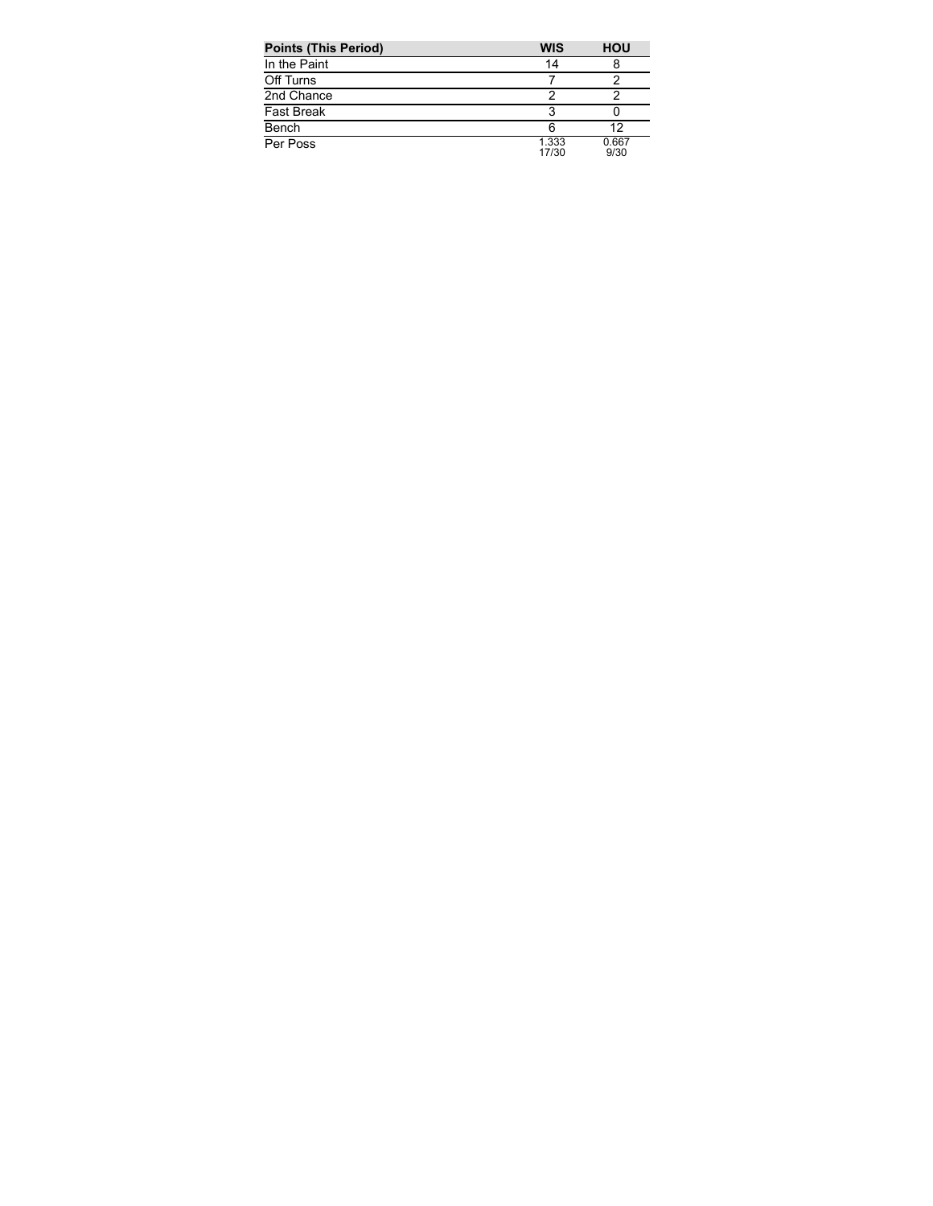| Points (This Period) | WIS | HOU |
|---|---|---|
| In the Paint | 14 | 8 |
| Off Turns | 7 | 2 |
| 2nd Chance | 2 | 2 |
| Fast Break | 3 | 0 |
| Bench | 6 | 12 |
| Per Poss | 1.333 17/30 | 0.667 9/30 |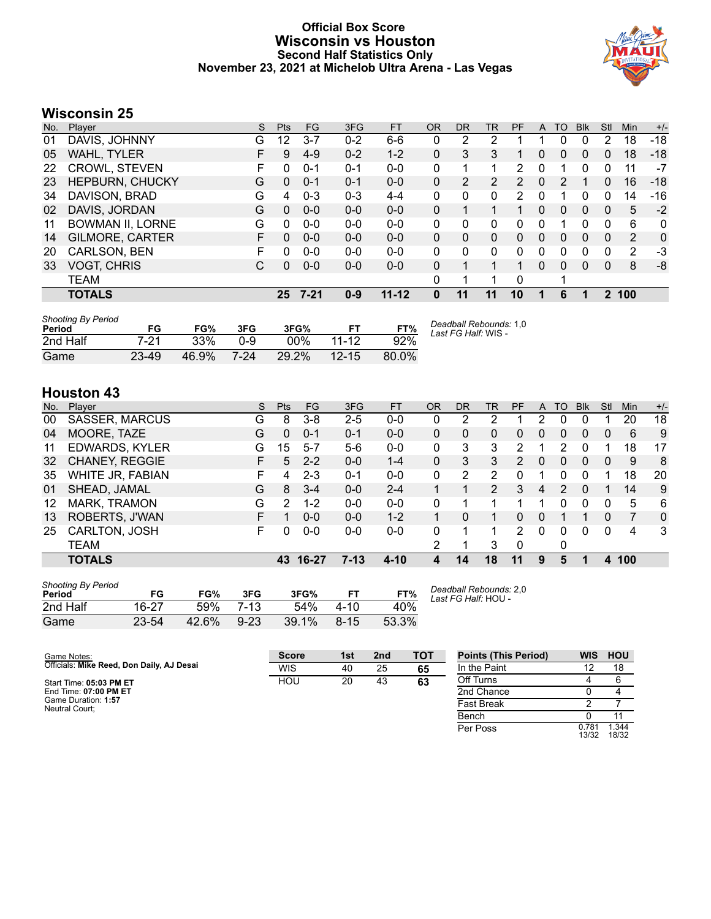# Official Box Score
# Wisconsin vs Houston
### Second Half Statistics Only
### November 23, 2021 at Michelob Ultra Arena - Las Vegas

## Wisconsin 25

| No. | Player | S | Pts | FG | 3FG | FT | OR | DR | TR | PF | A | TO | Blk | Stl | Min | +/- |
|---|---|---|---|---|---|---|---|---|---|---|---|---|---|---|---|---|
| 01 | DAVIS, JOHNNY | G | 12 | 3-7 | 0-2 | 6-6 | 0 | 2 | 2 | 1 | 1 | 0 | 0 | 2 | 18 | -18 |
| 05 | WAHL, TYLER | F | 9 | 4-9 | 0-2 | 1-2 | 0 | 3 | 3 | 1 | 0 | 0 | 0 | 0 | 18 | -18 |
| 22 | CROWL, STEVEN | F | 0 | 0-1 | 0-1 | 0-0 | 0 | 1 | 1 | 2 | 0 | 1 | 0 | 0 | 11 | -7 |
| 23 | HEPBURN, CHUCKY | G | 0 | 0-1 | 0-1 | 0-0 | 0 | 2 | 2 | 2 | 0 | 2 | 1 | 0 | 16 | -18 |
| 34 | DAVISON, BRAD | G | 4 | 0-3 | 0-3 | 4-4 | 0 | 0 | 0 | 2 | 0 | 1 | 0 | 0 | 14 | -16 |
| 02 | DAVIS, JORDAN | G | 0 | 0-0 | 0-0 | 0-0 | 0 | 1 | 1 | 1 | 0 | 0 | 0 | 0 | 5 | -2 |
| 11 | BOWMAN II, LORNE | G | 0 | 0-0 | 0-0 | 0-0 | 0 | 0 | 0 | 0 | 0 | 1 | 0 | 0 | 6 | 0 |
| 14 | GILMORE, CARTER | F | 0 | 0-0 | 0-0 | 0-0 | 0 | 0 | 0 | 0 | 0 | 0 | 0 | 0 | 2 | 0 |
| 20 | CARLSON, BEN | F | 0 | 0-0 | 0-0 | 0-0 | 0 | 0 | 0 | 0 | 0 | 0 | 0 | 0 | 2 | -3 |
| 33 | VOGT, CHRIS | C | 0 | 0-0 | 0-0 | 0-0 | 0 | 1 | 1 | 1 | 0 | 0 | 0 | 0 | 8 | -8 |
| | TEAM | | | | | | 0 | 1 | 1 | 0 | | 1 | | | | |
| | **TOTALS** | | **25** | **7-21** | **0-9** | **11-12** | **0** | **11** | **11** | **10** | **1** | **6** | **1** | **2** | **100** | |

| Shooting By Period Period | FG | FG% | 3FG | 3FG% | FT | FT% |
|---|---|---|---|---|---|---|
| 2nd Half | 7-21 | 33% | 0-9 | 00% | 11-12 | 92% |
| Game | 23-49 | 46.9% | 7-24 | 29.2% | 12-15 | 80.0% |

*Deadball Rebounds:* 1,0
*Last FG Half:* WIS -

## Houston 43

| No. | Player | S | Pts | FG | 3FG | FT | OR | DR | TR | PF | A | TO | Blk | Stl | Min | +/- |
|---|---|---|---|---|---|---|---|---|---|---|---|---|---|---|---|---|
| 00 | SASSER, MARCUS | G | 8 | 3-8 | 2-5 | 0-0 | 0 | 2 | 2 | 1 | 2 | 0 | 0 | 1 | 20 | 18 |
| 04 | MOORE, TAZE | G | 0 | 0-1 | 0-1 | 0-0 | 0 | 0 | 0 | 0 | 0 | 0 | 0 | 0 | 6 | 9 |
| 11 | EDWARDS, KYLER | G | 15 | 5-7 | 5-6 | 0-0 | 0 | 3 | 3 | 2 | 1 | 2 | 0 | 1 | 18 | 17 |
| 32 | CHANEY, REGGIE | F | 5 | 2-2 | 0-0 | 1-4 | 0 | 3 | 3 | 2 | 0 | 0 | 0 | 0 | 9 | 8 |
| 35 | WHITE JR, FABIAN | F | 4 | 2-3 | 0-1 | 0-0 | 0 | 2 | 2 | 0 | 1 | 0 | 0 | 1 | 18 | 20 |
| 01 | SHEAD, JAMAL | G | 8 | 3-4 | 0-0 | 2-4 | 1 | 1 | 2 | 3 | 4 | 2 | 0 | 1 | 14 | 9 |
| 12 | MARK, TRAMON | G | 2 | 1-2 | 0-0 | 0-0 | 0 | 1 | 1 | 1 | 1 | 0 | 0 | 0 | 5 | 6 |
| 13 | ROBERTS, J'WAN | F | 1 | 0-0 | 0-0 | 1-2 | 1 | 0 | 1 | 0 | 0 | 1 | 1 | 0 | 7 | 0 |
| 25 | CARLTON, JOSH | F | 0 | 0-0 | 0-0 | 0-0 | 0 | 1 | 1 | 2 | 0 | 0 | 0 | 0 | 4 | 3 |
| | TEAM | | | | | | 2 | 1 | 3 | 0 | | 0 | | | | |
| | **TOTALS** | | **43** | **16-27** | **7-13** | **4-10** | **4** | **14** | **18** | **11** | **9** | **5** | **1** | **4** | **100** | |

| Shooting By Period Period | FG | FG% | 3FG | 3FG% | FT | FT% |
|---|---|---|---|---|---|---|
| 2nd Half | 16-27 | 59% | 7-13 | 54% | 4-10 | 40% |
| Game | 23-54 | 42.6% | 9-23 | 39.1% | 8-15 | 53.3% |

*Deadball Rebounds:* 2,0
*Last FG Half:* HOU -

Game Notes:
Officials: **Mike Reed, Don Daily, AJ Desai**

Start Time: **05:03 PM ET**
End Time: **07:00 PM ET**
Game Duration: **1:57**
Neutral Court;

| Score | 1st | 2nd | TOT |
|---|---|---|---|
| WIS | 40 | 25 | **65** |
| HOU | 20 | 43 | **63** |

| Points (This Period) | WIS | HOU |
|---|---|---|
| In the Paint | 12 | 18 |
| Off Turns | 4 | 6 |
| 2nd Chance | 0 | 4 |
| Fast Break | 2 | 7 |
| Bench | 0 | 11 |
| Per Poss | 0.781 13/32 | 1.344 18/32 |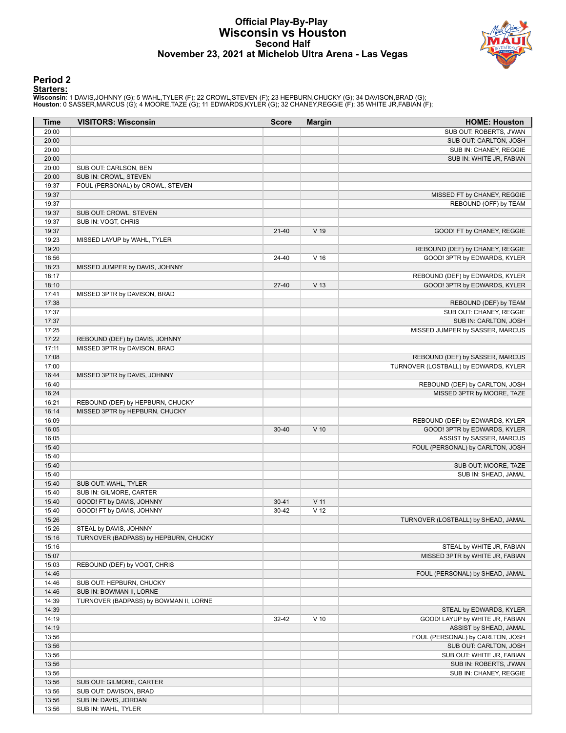# Official Play-By-Play
# Wisconsin vs Houston
## Second Half
## November 23, 2021 at Michelob Ultra Arena - Las Vegas

### Period 2

**Starters:**

**Wisconsin**: 1 DAVIS,JOHNNY (G); 5 WAHL,TYLER (F); 22 CROWL,STEVEN (F); 23 HEPBURN,CHUCKY (G); 34 DAVISON,BRAD (G);
**Houston**: 0 SASSER,MARCUS (G); 4 MOORE,TAZE (G); 11 EDWARDS,KYLER (G); 32 CHANEY,REGGIE (F); 35 WHITE JR,FABIAN (F);

| Time | VISITORS: Wisconsin | Score | Margin | HOME: Houston |
|---|---|---|---|---|
| 20:00 | | | | SUB OUT: ROBERTS, J'WAN |
| 20:00 | | | | SUB OUT: CARLTON, JOSH |
| 20:00 | | | | SUB IN: CHANEY, REGGIE |
| 20:00 | | | | SUB IN: WHITE JR, FABIAN |
| 20:00 | SUB OUT: CARLSON, BEN | | | |
| 20:00 | SUB IN: CROWL, STEVEN | | | |
| 19:37 | FOUL (PERSONAL) by CROWL, STEVEN | | | |
| 19:37 | | | | MISSED FT by CHANEY, REGGIE |
| 19:37 | | | | REBOUND (OFF) by TEAM |
| 19:37 | SUB OUT: CROWL, STEVEN | | | |
| 19:37 | SUB IN: VOGT, CHRIS | | | |
| 19:37 | | 21-40 | V 19 | GOOD! FT by CHANEY, REGGIE |
| 19:23 | MISSED LAYUP by WAHL, TYLER | | | |
| 19:20 | | | | REBOUND (DEF) by CHANEY, REGGIE |
| 18:56 | | 24-40 | V 16 | GOOD! 3PTR by EDWARDS, KYLER |
| 18:23 | MISSED JUMPER by DAVIS, JOHNNY | | | |
| 18:17 | | | | REBOUND (DEF) by EDWARDS, KYLER |
| 18:10 | | 27-40 | V 13 | GOOD! 3PTR by EDWARDS, KYLER |
| 17:41 | MISSED 3PTR by DAVISON, BRAD | | | |
| 17:38 | | | | REBOUND (DEF) by TEAM |
| 17:37 | | | | SUB OUT: CHANEY, REGGIE |
| 17:37 | | | | SUB IN: CARLTON, JOSH |
| 17:25 | | | | MISSED JUMPER by SASSER, MARCUS |
| 17:22 | REBOUND (DEF) by DAVIS, JOHNNY | | | |
| 17:11 | MISSED 3PTR by DAVISON, BRAD | | | |
| 17:08 | | | | REBOUND (DEF) by SASSER, MARCUS |
| 17:00 | | | | TURNOVER (LOSTBALL) by EDWARDS, KYLER |
| 16:44 | MISSED 3PTR by DAVIS, JOHNNY | | | |
| 16:40 | | | | REBOUND (DEF) by CARLTON, JOSH |
| 16:24 | | | | MISSED 3PTR by MOORE, TAZE |
| 16:21 | REBOUND (DEF) by HEPBURN, CHUCKY | | | |
| 16:14 | MISSED 3PTR by HEPBURN, CHUCKY | | | |
| 16:09 | | | | REBOUND (DEF) by EDWARDS, KYLER |
| 16:05 | | 30-40 | V 10 | GOOD! 3PTR by EDWARDS, KYLER |
| 16:05 | | | | ASSIST by SASSER, MARCUS |
| 15:40 | | | | FOUL (PERSONAL) by CARLTON, JOSH |
| 15:40 | | | | |
| 15:40 | | | | SUB OUT: MOORE, TAZE |
| 15:40 | | | | SUB IN: SHEAD, JAMAL |
| 15:40 | SUB OUT: WAHL, TYLER | | | |
| 15:40 | SUB IN: GILMORE, CARTER | | | |
| 15:40 | GOOD! FT by DAVIS, JOHNNY | 30-41 | V 11 | |
| 15:40 | GOOD! FT by DAVIS, JOHNNY | 30-42 | V 12 | |
| 15:26 | | | | TURNOVER (LOSTBALL) by SHEAD, JAMAL |
| 15:26 | STEAL by DAVIS, JOHNNY | | | |
| 15:16 | TURNOVER (BADPASS) by HEPBURN, CHUCKY | | | |
| 15:16 | | | | STEAL by WHITE JR, FABIAN |
| 15:07 | | | | MISSED 3PTR by WHITE JR, FABIAN |
| 15:03 | REBOUND (DEF) by VOGT, CHRIS | | | |
| 14:46 | | | | FOUL (PERSONAL) by SHEAD, JAMAL |
| 14:46 | SUB OUT: HEPBURN, CHUCKY | | | |
| 14:46 | SUB IN: BOWMAN II, LORNE | | | |
| 14:39 | TURNOVER (BADPASS) by BOWMAN II, LORNE | | | |
| 14:39 | | | | STEAL by EDWARDS, KYLER |
| 14:19 | | 32-42 | V 10 | GOOD! LAYUP by WHITE JR, FABIAN |
| 14:19 | | | | ASSIST by SHEAD, JAMAL |
| 13:56 | | | | FOUL (PERSONAL) by CARLTON, JOSH |
| 13:56 | | | | SUB OUT: CARLTON, JOSH |
| 13:56 | | | | SUB OUT: WHITE JR, FABIAN |
| 13:56 | | | | SUB IN: ROBERTS, J'WAN |
| 13:56 | | | | SUB IN: CHANEY, REGGIE |
| 13:56 | SUB OUT: GILMORE, CARTER | | | |
| 13:56 | SUB OUT: DAVISON, BRAD | | | |
| 13:56 | SUB IN: DAVIS, JORDAN | | | |
| 13:56 | SUB IN: WAHL, TYLER | | | |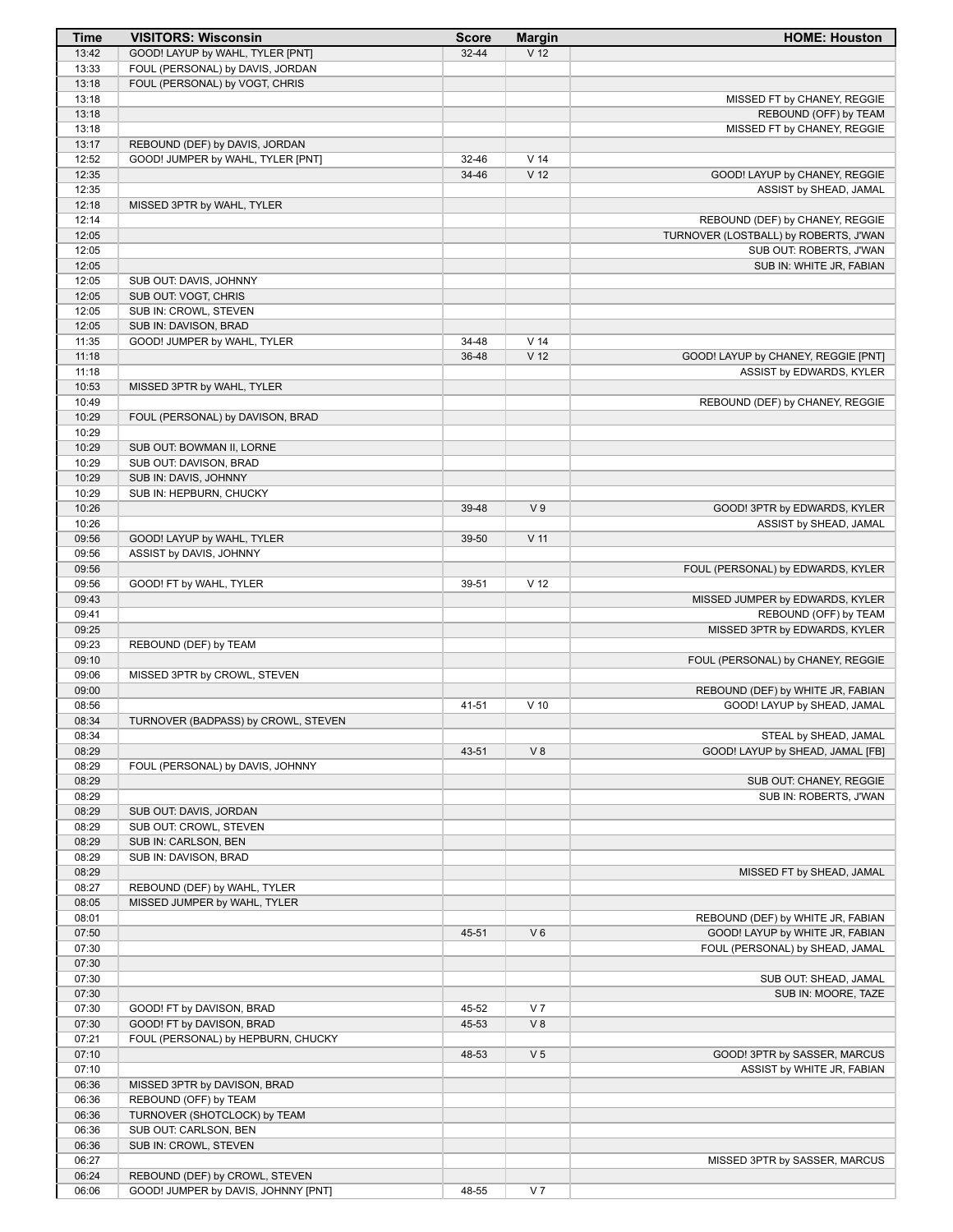| Time | VISITORS: Wisconsin | Score | Margin | HOME: Houston |
|---|---|---|---|---|
| 13:42 | GOOD! LAYUP by WAHL, TYLER [PNT] | 32-44 | V 12 | |
| 13:33 | FOUL (PERSONAL) by DAVIS, JORDAN | | | |
| 13:18 | FOUL (PERSONAL) by VOGT, CHRIS | | | |
| 13:18 | | | | MISSED FT by CHANEY, REGGIE |
| 13:18 | | | | REBOUND (OFF) by TEAM |
| 13:18 | | | | MISSED FT by CHANEY, REGGIE |
| 13:17 | REBOUND (DEF) by DAVIS, JORDAN | | | |
| 12:52 | GOOD! JUMPER by WAHL, TYLER [PNT] | 32-46 | V 14 | |
| 12:35 | | 34-46 | V 12 | GOOD! LAYUP by CHANEY, REGGIE |
| 12:35 | | | | ASSIST by SHEAD, JAMAL |
| 12:18 | MISSED 3PTR by WAHL, TYLER | | | |
| 12:14 | | | | REBOUND (DEF) by CHANEY, REGGIE |
| 12:05 | | | | TURNOVER (LOSTBALL) by ROBERTS, J'WAN |
| 12:05 | | | | SUB OUT: ROBERTS, J'WAN |
| 12:05 | | | | SUB IN: WHITE JR, FABIAN |
| 12:05 | SUB OUT: DAVIS, JOHNNY | | | |
| 12:05 | SUB OUT: VOGT, CHRIS | | | |
| 12:05 | SUB IN: CROWL, STEVEN | | | |
| 12:05 | SUB IN: DAVISON, BRAD | | | |
| 11:35 | GOOD! JUMPER by WAHL, TYLER | 34-48 | V 14 | |
| 11:18 | | 36-48 | V 12 | GOOD! LAYUP by CHANEY, REGGIE [PNT] |
| 11:18 | | | | ASSIST by EDWARDS, KYLER |
| 10:53 | MISSED 3PTR by WAHL, TYLER | | | |
| 10:49 | | | | REBOUND (DEF) by CHANEY, REGGIE |
| 10:29 | FOUL (PERSONAL) by DAVISON, BRAD | | | |
| 10:29 | | | | |
| 10:29 | SUB OUT: BOWMAN II, LORNE | | | |
| 10:29 | SUB OUT: DAVISON, BRAD | | | |
| 10:29 | SUB IN: DAVIS, JOHNNY | | | |
| 10:29 | SUB IN: HEPBURN, CHUCKY | | | |
| 10:26 | | 39-48 | V 9 | GOOD! 3PTR by EDWARDS, KYLER |
| 10:26 | | | | ASSIST by SHEAD, JAMAL |
| 09:56 | GOOD! LAYUP by WAHL, TYLER | 39-50 | V 11 | |
| 09:56 | ASSIST by DAVIS, JOHNNY | | | |
| 09:56 | | | | FOUL (PERSONAL) by EDWARDS, KYLER |
| 09:56 | GOOD! FT by WAHL, TYLER | 39-51 | V 12 | |
| 09:43 | | | | MISSED JUMPER by EDWARDS, KYLER |
| 09:41 | | | | REBOUND (OFF) by TEAM |
| 09:25 | | | | MISSED 3PTR by EDWARDS, KYLER |
| 09:23 | REBOUND (DEF) by TEAM | | | |
| 09:10 | | | | FOUL (PERSONAL) by CHANEY, REGGIE |
| 09:06 | MISSED 3PTR by CROWL, STEVEN | | | |
| 09:00 | | | | REBOUND (DEF) by WHITE JR, FABIAN |
| 08:56 | | 41-51 | V 10 | GOOD! LAYUP by SHEAD, JAMAL |
| 08:34 | TURNOVER (BADPASS) by CROWL, STEVEN | | | |
| 08:34 | | | | STEAL by SHEAD, JAMAL |
| 08:29 | | 43-51 | V 8 | GOOD! LAYUP by SHEAD, JAMAL [FB] |
| 08:29 | FOUL (PERSONAL) by DAVIS, JOHNNY | | | |
| 08:29 | | | | SUB OUT: CHANEY, REGGIE |
| 08:29 | | | | SUB IN: ROBERTS, J'WAN |
| 08:29 | SUB OUT: DAVIS, JORDAN | | | |
| 08:29 | SUB OUT: CROWL, STEVEN | | | |
| 08:29 | SUB IN: CARLSON, BEN | | | |
| 08:29 | SUB IN: DAVISON, BRAD | | | |
| 08:29 | | | | MISSED FT by SHEAD, JAMAL |
| 08:27 | REBOUND (DEF) by WAHL, TYLER | | | |
| 08:05 | MISSED JUMPER by WAHL, TYLER | | | |
| 08:01 | | | | REBOUND (DEF) by WHITE JR, FABIAN |
| 07:50 | | 45-51 | V 6 | GOOD! LAYUP by WHITE JR, FABIAN |
| 07:30 | | | | FOUL (PERSONAL) by SHEAD, JAMAL |
| 07:30 | | | | |
| 07:30 | | | | SUB OUT: SHEAD, JAMAL |
| 07:30 | | | | SUB IN: MOORE, TAZE |
| 07:30 | GOOD! FT by DAVISON, BRAD | 45-52 | V 7 | |
| 07:30 | GOOD! FT by DAVISON, BRAD | 45-53 | V 8 | |
| 07:21 | FOUL (PERSONAL) by HEPBURN, CHUCKY | | | |
| 07:10 | | 48-53 | V 5 | GOOD! 3PTR by SASSER, MARCUS |
| 07:10 | | | | ASSIST by WHITE JR, FABIAN |
| 06:36 | MISSED 3PTR by DAVISON, BRAD | | | |
| 06:36 | REBOUND (OFF) by TEAM | | | |
| 06:36 | TURNOVER (SHOTCLOCK) by TEAM | | | |
| 06:36 | SUB OUT: CARLSON, BEN | | | |
| 06:36 | SUB IN: CROWL, STEVEN | | | |
| 06:27 | | | | MISSED 3PTR by SASSER, MARCUS |
| 06:24 | REBOUND (DEF) by CROWL, STEVEN | | | |
| 06:06 | GOOD! JUMPER by DAVIS, JOHNNY [PNT] | 48-55 | V 7 | |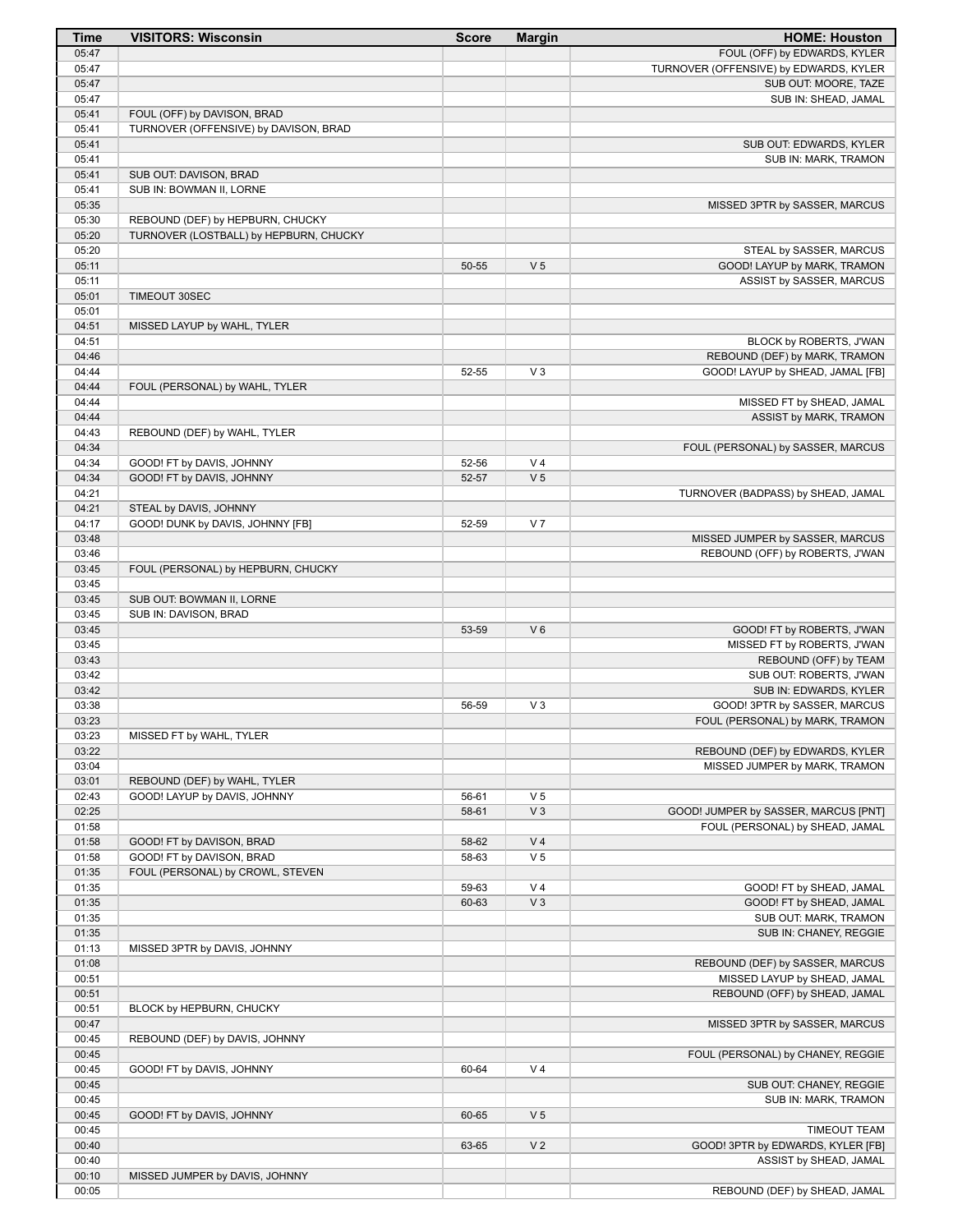| Time | VISITORS: Wisconsin | Score | Margin | HOME: Houston |
|---|---|---|---|---|
| 05:47 | | | | FOUL (OFF) by EDWARDS, KYLER |
| 05:47 | | | | TURNOVER (OFFENSIVE) by EDWARDS, KYLER |
| 05:47 | | | | SUB OUT: MOORE, TAZE |
| 05:47 | | | | SUB IN: SHEAD, JAMAL |
| 05:41 | FOUL (OFF) by DAVISON, BRAD | | | |
| 05:41 | TURNOVER (OFFENSIVE) by DAVISON, BRAD | | | |
| 05:41 | | | | SUB OUT: EDWARDS, KYLER |
| 05:41 | | | | SUB IN: MARK, TRAMON |
| 05:41 | SUB OUT: DAVISON, BRAD | | | |
| 05:41 | SUB IN: BOWMAN II, LORNE | | | |
| 05:35 | | | | MISSED 3PTR by SASSER, MARCUS |
| 05:30 | REBOUND (DEF) by HEPBURN, CHUCKY | | | |
| 05:20 | TURNOVER (LOSTBALL) by HEPBURN, CHUCKY | | | |
| 05:20 | | | | STEAL by SASSER, MARCUS |
| 05:11 | | 50-55 | V 5 | GOOD! LAYUP by MARK, TRAMON |
| 05:11 | | | | ASSIST by SASSER, MARCUS |
| 05:01 | TIMEOUT 30SEC | | | |
| 05:01 | | | | |
| 04:51 | MISSED LAYUP by WAHL, TYLER | | | |
| 04:51 | | | | BLOCK by ROBERTS, J'WAN |
| 04:46 | | | | REBOUND (DEF) by MARK, TRAMON |
| 04:44 | | 52-55 | V 3 | GOOD! LAYUP by SHEAD, JAMAL [FB] |
| 04:44 | FOUL (PERSONAL) by WAHL, TYLER | | | |
| 04:44 | | | | MISSED FT by SHEAD, JAMAL |
| 04:44 | | | | ASSIST by MARK, TRAMON |
| 04:43 | REBOUND (DEF) by WAHL, TYLER | | | |
| 04:34 | | | | FOUL (PERSONAL) by SASSER, MARCUS |
| 04:34 | GOOD! FT by DAVIS, JOHNNY | 52-56 | V 4 | |
| 04:34 | GOOD! FT by DAVIS, JOHNNY | 52-57 | V 5 | |
| 04:21 | | | | TURNOVER (BADPASS) by SHEAD, JAMAL |
| 04:21 | STEAL by DAVIS, JOHNNY | | | |
| 04:17 | GOOD! DUNK by DAVIS, JOHNNY [FB] | 52-59 | V 7 | |
| 03:48 | | | | MISSED JUMPER by SASSER, MARCUS |
| 03:46 | | | | REBOUND (OFF) by ROBERTS, J'WAN |
| 03:45 | FOUL (PERSONAL) by HEPBURN, CHUCKY | | | |
| 03:45 | | | | |
| 03:45 | SUB OUT: BOWMAN II, LORNE | | | |
| 03:45 | SUB IN: DAVISON, BRAD | | | |
| 03:45 | | 53-59 | V 6 | GOOD! FT by ROBERTS, J'WAN |
| 03:45 | | | | MISSED FT by ROBERTS, J'WAN |
| 03:43 | | | | REBOUND (OFF) by TEAM |
| 03:42 | | | | SUB OUT: ROBERTS, J'WAN |
| 03:42 | | | | SUB IN: EDWARDS, KYLER |
| 03:38 | | 56-59 | V 3 | GOOD! 3PTR by SASSER, MARCUS |
| 03:23 | | | | FOUL (PERSONAL) by MARK, TRAMON |
| 03:23 | MISSED FT by WAHL, TYLER | | | |
| 03:22 | | | | REBOUND (DEF) by EDWARDS, KYLER |
| 03:04 | | | | MISSED JUMPER by MARK, TRAMON |
| 03:01 | REBOUND (DEF) by WAHL, TYLER | | | |
| 02:43 | GOOD! LAYUP by DAVIS, JOHNNY | 56-61 | V 5 | |
| 02:25 | | 58-61 | V 3 | GOOD! JUMPER by SASSER, MARCUS [PNT] |
| 01:58 | | | | FOUL (PERSONAL) by SHEAD, JAMAL |
| 01:58 | GOOD! FT by DAVISON, BRAD | 58-62 | V 4 | |
| 01:58 | GOOD! FT by DAVISON, BRAD | 58-63 | V 5 | |
| 01:35 | FOUL (PERSONAL) by CROWL, STEVEN | | | |
| 01:35 | | 59-63 | V 4 | GOOD! FT by SHEAD, JAMAL |
| 01:35 | | 60-63 | V 3 | GOOD! FT by SHEAD, JAMAL |
| 01:35 | | | | SUB OUT: MARK, TRAMON |
| 01:35 | | | | SUB IN: CHANEY, REGGIE |
| 01:13 | MISSED 3PTR by DAVIS, JOHNNY | | | |
| 01:08 | | | | REBOUND (DEF) by SASSER, MARCUS |
| 00:51 | | | | MISSED LAYUP by SHEAD, JAMAL |
| 00:51 | | | | REBOUND (OFF) by SHEAD, JAMAL |
| 00:51 | BLOCK by HEPBURN, CHUCKY | | | |
| 00:47 | | | | MISSED 3PTR by SASSER, MARCUS |
| 00:45 | REBOUND (DEF) by DAVIS, JOHNNY | | | |
| 00:45 | | | | FOUL (PERSONAL) by CHANEY, REGGIE |
| 00:45 | GOOD! FT by DAVIS, JOHNNY | 60-64 | V 4 | |
| 00:45 | | | | SUB OUT: CHANEY, REGGIE |
| 00:45 | | | | SUB IN: MARK, TRAMON |
| 00:45 | GOOD! FT by DAVIS, JOHNNY | 60-65 | V 5 | |
| 00:45 | | | | TIMEOUT TEAM |
| 00:40 | | 63-65 | V 2 | GOOD! 3PTR by EDWARDS, KYLER [FB] |
| 00:40 | | | | ASSIST by SHEAD, JAMAL |
| 00:10 | MISSED JUMPER by DAVIS, JOHNNY | | | |
| 00:05 | | | | REBOUND (DEF) by SHEAD, JAMAL |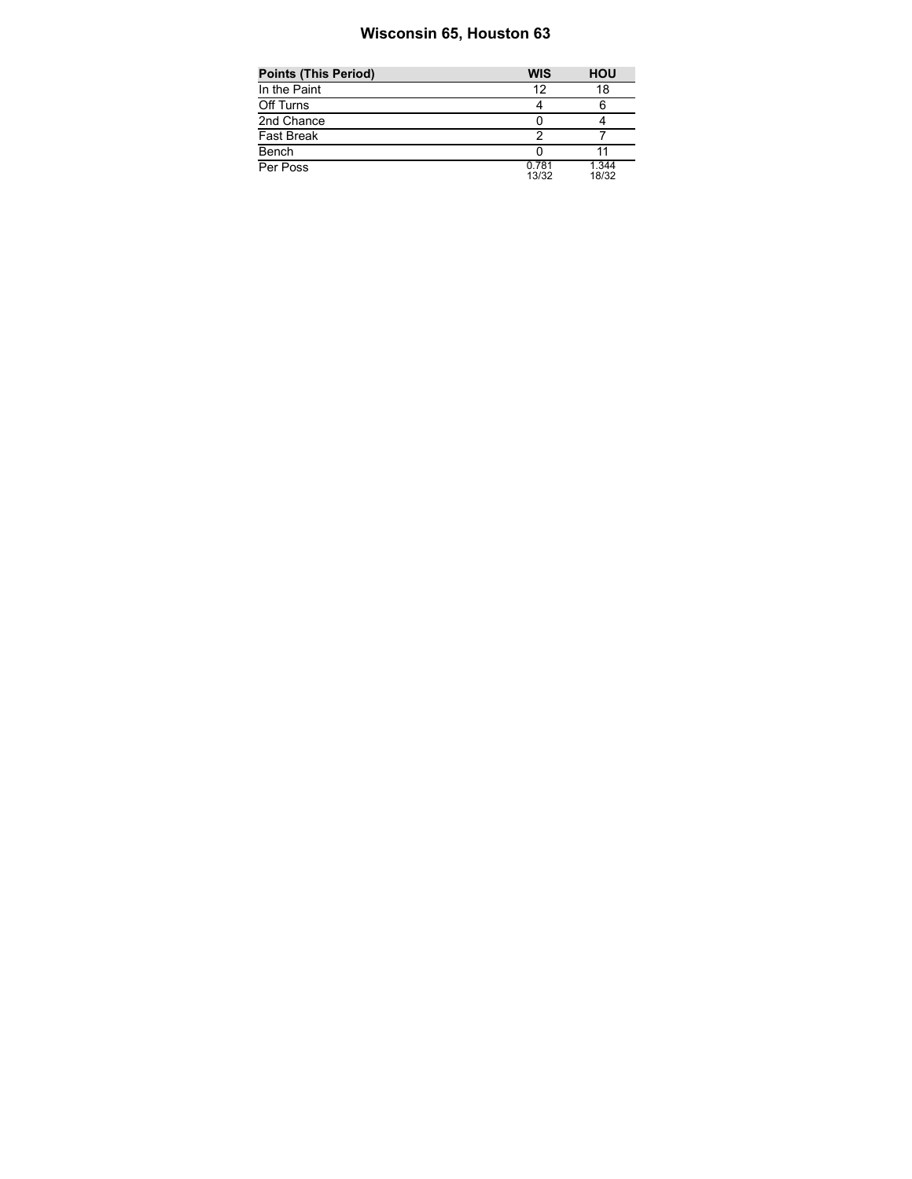# Wisconsin 65, Houston 63

| Points (This Period) | WIS | HOU |
|---|---|---|
| In the Paint | 12 | 18 |
| Off Turns | 4 | 6 |
| 2nd Chance | 0 | 4 |
| Fast Break | 2 | 7 |
| Bench | 0 | 11 |
| Per Poss | 0.781 13/32 | 1.344 18/32 |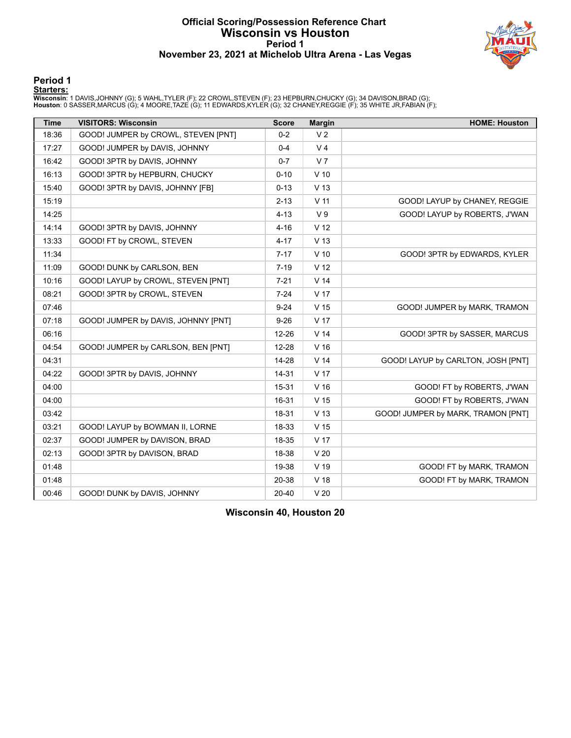# Official Scoring/Possession Reference Chart
## Wisconsin vs Houston
### Period 1
### November 23, 2021 at Michelob Ultra Arena - Las Vegas

## Period 1

**Starters:**

**Wisconsin**: 1 DAVIS,JOHNNY (G); 5 WAHL,TYLER (F); 22 CROWL,STEVEN (F); 23 HEPBURN,CHUCKY (G); 34 DAVISON,BRAD (G);
**Houston**: 0 SASSER,MARCUS (G); 4 MOORE,TAZE (G); 11 EDWARDS,KYLER (G); 32 CHANEY,REGGIE (F); 35 WHITE JR,FABIAN (F);

| Time | VISITORS: Wisconsin | Score | Margin | HOME: Houston |
|---|---|---|---|---|
| 18:36 | GOOD! JUMPER by CROWL, STEVEN [PNT] | 0-2 | V 2 | |
| 17:27 | GOOD! JUMPER by DAVIS, JOHNNY | 0-4 | V 4 | |
| 16:42 | GOOD! 3PTR by DAVIS, JOHNNY | 0-7 | V 7 | |
| 16:13 | GOOD! 3PTR by HEPBURN, CHUCKY | 0-10 | V 10 | |
| 15:40 | GOOD! 3PTR by DAVIS, JOHNNY [FB] | 0-13 | V 13 | |
| 15:19 | | 2-13 | V 11 | GOOD! LAYUP by CHANEY, REGGIE |
| 14:25 | | 4-13 | V 9 | GOOD! LAYUP by ROBERTS, J'WAN |
| 14:14 | GOOD! 3PTR by DAVIS, JOHNNY | 4-16 | V 12 | |
| 13:33 | GOOD! FT by CROWL, STEVEN | 4-17 | V 13 | |
| 11:34 | | 7-17 | V 10 | GOOD! 3PTR by EDWARDS, KYLER |
| 11:09 | GOOD! DUNK by CARLSON, BEN | 7-19 | V 12 | |
| 10:16 | GOOD! LAYUP by CROWL, STEVEN [PNT] | 7-21 | V 14 | |
| 08:21 | GOOD! 3PTR by CROWL, STEVEN | 7-24 | V 17 | |
| 07:46 | | 9-24 | V 15 | GOOD! JUMPER by MARK, TRAMON |
| 07:18 | GOOD! JUMPER by DAVIS, JOHNNY [PNT] | 9-26 | V 17 | |
| 06:16 | | 12-26 | V 14 | GOOD! 3PTR by SASSER, MARCUS |
| 04:54 | GOOD! JUMPER by CARLSON, BEN [PNT] | 12-28 | V 16 | |
| 04:31 | | 14-28 | V 14 | GOOD! LAYUP by CARLTON, JOSH [PNT] |
| 04:22 | GOOD! 3PTR by DAVIS, JOHNNY | 14-31 | V 17 | |
| 04:00 | | 15-31 | V 16 | GOOD! FT by ROBERTS, J'WAN |
| 04:00 | | 16-31 | V 15 | GOOD! FT by ROBERTS, J'WAN |
| 03:42 | | 18-31 | V 13 | GOOD! JUMPER by MARK, TRAMON [PNT] |
| 03:21 | GOOD! LAYUP by BOWMAN II, LORNE | 18-33 | V 15 | |
| 02:37 | GOOD! JUMPER by DAVISON, BRAD | 18-35 | V 17 | |
| 02:13 | GOOD! 3PTR by DAVISON, BRAD | 18-38 | V 20 | |
| 01:48 | | 19-38 | V 19 | GOOD! FT by MARK, TRAMON |
| 01:48 | | 20-38 | V 18 | GOOD! FT by MARK, TRAMON |
| 00:46 | GOOD! DUNK by DAVIS, JOHNNY | 20-40 | V 20 | |

**Wisconsin 40, Houston 20**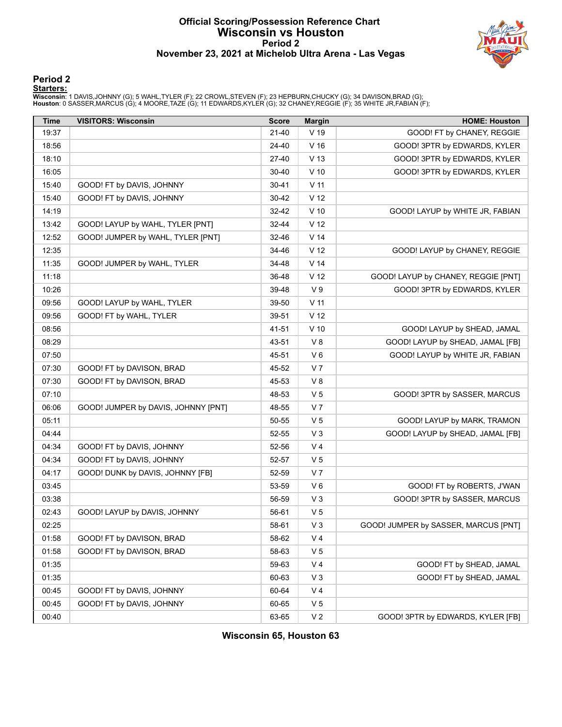# Official Scoring/Possession Reference Chart
# Wisconsin vs Houston
## Period 2
## November 23, 2021 at Michelob Ultra Arena - Las Vegas

### Period 2

**Starters:**

**Wisconsin**: 1 DAVIS,JOHNNY (G); 5 WAHL,TYLER (F); 22 CROWL,STEVEN (F); 23 HEPBURN,CHUCKY (G); 34 DAVISON,BRAD (G);
**Houston**: 0 SASSER,MARCUS (G); 4 MOORE,TAZE (G); 11 EDWARDS,KYLER (G); 32 CHANEY,REGGIE (F); 35 WHITE JR,FABIAN (F);

| Time | VISITORS: Wisconsin | Score | Margin | HOME: Houston |
|---|---|---|---|---|
| 19:37 | | 21-40 | V 19 | GOOD! FT by CHANEY, REGGIE |
| 18:56 | | 24-40 | V 16 | GOOD! 3PTR by EDWARDS, KYLER |
| 18:10 | | 27-40 | V 13 | GOOD! 3PTR by EDWARDS, KYLER |
| 16:05 | | 30-40 | V 10 | GOOD! 3PTR by EDWARDS, KYLER |
| 15:40 | GOOD! FT by DAVIS, JOHNNY | 30-41 | V 11 | |
| 15:40 | GOOD! FT by DAVIS, JOHNNY | 30-42 | V 12 | |
| 14:19 | | 32-42 | V 10 | GOOD! LAYUP by WHITE JR, FABIAN |
| 13:42 | GOOD! LAYUP by WAHL, TYLER [PNT] | 32-44 | V 12 | |
| 12:52 | GOOD! JUMPER by WAHL, TYLER [PNT] | 32-46 | V 14 | |
| 12:35 | | 34-46 | V 12 | GOOD! LAYUP by CHANEY, REGGIE |
| 11:35 | GOOD! JUMPER by WAHL, TYLER | 34-48 | V 14 | |
| 11:18 | | 36-48 | V 12 | GOOD! LAYUP by CHANEY, REGGIE [PNT] |
| 10:26 | | 39-48 | V 9 | GOOD! 3PTR by EDWARDS, KYLER |
| 09:56 | GOOD! LAYUP by WAHL, TYLER | 39-50 | V 11 | |
| 09:56 | GOOD! FT by WAHL, TYLER | 39-51 | V 12 | |
| 08:56 | | 41-51 | V 10 | GOOD! LAYUP by SHEAD, JAMAL |
| 08:29 | | 43-51 | V 8 | GOOD! LAYUP by SHEAD, JAMAL [FB] |
| 07:50 | | 45-51 | V 6 | GOOD! LAYUP by WHITE JR, FABIAN |
| 07:30 | GOOD! FT by DAVISON, BRAD | 45-52 | V 7 | |
| 07:30 | GOOD! FT by DAVISON, BRAD | 45-53 | V 8 | |
| 07:10 | | 48-53 | V 5 | GOOD! 3PTR by SASSER, MARCUS |
| 06:06 | GOOD! JUMPER by DAVIS, JOHNNY [PNT] | 48-55 | V 7 | |
| 05:11 | | 50-55 | V 5 | GOOD! LAYUP by MARK, TRAMON |
| 04:44 | | 52-55 | V 3 | GOOD! LAYUP by SHEAD, JAMAL [FB] |
| 04:34 | GOOD! FT by DAVIS, JOHNNY | 52-56 | V 4 | |
| 04:34 | GOOD! FT by DAVIS, JOHNNY | 52-57 | V 5 | |
| 04:17 | GOOD! DUNK by DAVIS, JOHNNY [FB] | 52-59 | V 7 | |
| 03:45 | | 53-59 | V 6 | GOOD! FT by ROBERTS, J'WAN |
| 03:38 | | 56-59 | V 3 | GOOD! 3PTR by SASSER, MARCUS |
| 02:43 | GOOD! LAYUP by DAVIS, JOHNNY | 56-61 | V 5 | |
| 02:25 | | 58-61 | V 3 | GOOD! JUMPER by SASSER, MARCUS [PNT] |
| 01:58 | GOOD! FT by DAVISON, BRAD | 58-62 | V 4 | |
| 01:58 | GOOD! FT by DAVISON, BRAD | 58-63 | V 5 | |
| 01:35 | | 59-63 | V 4 | GOOD! FT by SHEAD, JAMAL |
| 01:35 | | 60-63 | V 3 | GOOD! FT by SHEAD, JAMAL |
| 00:45 | GOOD! FT by DAVIS, JOHNNY | 60-64 | V 4 | |
| 00:45 | GOOD! FT by DAVIS, JOHNNY | 60-65 | V 5 | |
| 00:40 | | 63-65 | V 2 | GOOD! 3PTR by EDWARDS, KYLER [FB] |

**Wisconsin 65, Houston 63**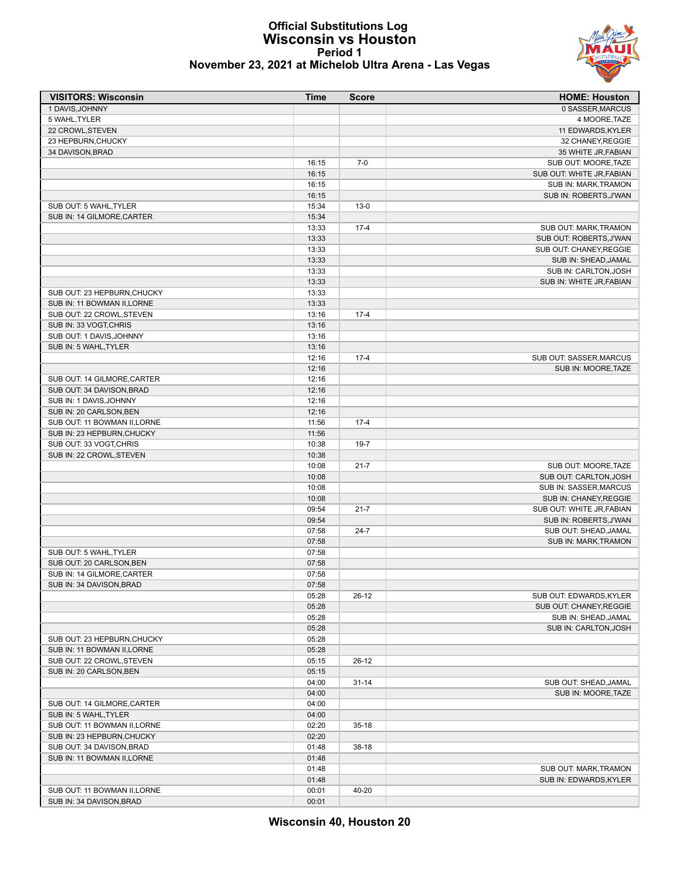# Official Substitutions Log
## Wisconsin vs Houston
### Period 1
### November 23, 2021 at Michelob Ultra Arena - Las Vegas

| VISITORS: Wisconsin | Time | Score | HOME: Houston |
|---|---|---|---|
| 1 DAVIS,JOHNNY | | | 0 SASSER,MARCUS |
| 5 WAHL,TYLER | | | 4 MOORE,TAZE |
| 22 CROWL,STEVEN | | | 11 EDWARDS,KYLER |
| 23 HEPBURN,CHUCKY | | | 32 CHANEY,REGGIE |
| 34 DAVISON,BRAD | | | 35 WHITE JR,FABIAN |
| | 16:15 | 7-0 | SUB OUT: MOORE,TAZE |
| | 16:15 | | SUB OUT: WHITE JR,FABIAN |
| | 16:15 | | SUB IN: MARK,TRAMON |
| | 16:15 | | SUB IN: ROBERTS,J'WAN |
| SUB OUT: 5 WAHL,TYLER | 15:34 | 13-0 | |
| SUB IN: 14 GILMORE,CARTER | 15:34 | | |
| | 13:33 | 17-4 | SUB OUT: MARK,TRAMON |
| | 13:33 | | SUB OUT: ROBERTS,J'WAN |
| | 13:33 | | SUB OUT: CHANEY,REGGIE |
| | 13:33 | | SUB IN: SHEAD,JAMAL |
| | 13:33 | | SUB IN: CARLTON,JOSH |
| | 13:33 | | SUB IN: WHITE JR,FABIAN |
| SUB OUT: 23 HEPBURN,CHUCKY | 13:33 | | |
| SUB IN: 11 BOWMAN II,LORNE | 13:33 | | |
| SUB OUT: 22 CROWL,STEVEN | 13:16 | 17-4 | |
| SUB IN: 33 VOGT,CHRIS | 13:16 | | |
| SUB OUT: 1 DAVIS,JOHNNY | 13:16 | | |
| SUB IN: 5 WAHL,TYLER | 13:16 | | |
| | 12:16 | 17-4 | SUB OUT: SASSER,MARCUS |
| | 12:16 | | SUB IN: MOORE,TAZE |
| SUB OUT: 14 GILMORE,CARTER | 12:16 | | |
| SUB OUT: 34 DAVISON,BRAD | 12:16 | | |
| SUB IN: 1 DAVIS,JOHNNY | 12:16 | | |
| SUB IN: 20 CARLSON,BEN | 12:16 | | |
| SUB OUT: 11 BOWMAN II,LORNE | 11:56 | 17-4 | |
| SUB IN: 23 HEPBURN,CHUCKY | 11:56 | | |
| SUB OUT: 33 VOGT,CHRIS | 10:38 | 19-7 | |
| SUB IN: 22 CROWL,STEVEN | 10:38 | | |
| | 10:08 | 21-7 | SUB OUT: MOORE,TAZE |
| | 10:08 | | SUB OUT: CARLTON,JOSH |
| | 10:08 | | SUB IN: SASSER,MARCUS |
| | 10:08 | | SUB IN: CHANEY,REGGIE |
| | 09:54 | 21-7 | SUB OUT: WHITE JR,FABIAN |
| | 09:54 | | SUB IN: ROBERTS,J'WAN |
| | 07:58 | 24-7 | SUB OUT: SHEAD,JAMAL |
| | 07:58 | | SUB IN: MARK,TRAMON |
| SUB OUT: 5 WAHL,TYLER | 07:58 | | |
| SUB OUT: 20 CARLSON,BEN | 07:58 | | |
| SUB IN: 14 GILMORE,CARTER | 07:58 | | |
| SUB IN: 34 DAVISON,BRAD | 07:58 | | |
| | 05:28 | 26-12 | SUB OUT: EDWARDS,KYLER |
| | 05:28 | | SUB OUT: CHANEY,REGGIE |
| | 05:28 | | SUB IN: SHEAD,JAMAL |
| | 05:28 | | SUB IN: CARLTON,JOSH |
| SUB OUT: 23 HEPBURN,CHUCKY | 05:28 | | |
| SUB IN: 11 BOWMAN II,LORNE | 05:28 | | |
| SUB OUT: 22 CROWL,STEVEN | 05:15 | 26-12 | |
| SUB IN: 20 CARLSON,BEN | 05:15 | | |
| | 04:00 | 31-14 | SUB OUT: SHEAD,JAMAL |
| | 04:00 | | SUB IN: MOORE,TAZE |
| SUB OUT: 14 GILMORE,CARTER | 04:00 | | |
| SUB IN: 5 WAHL,TYLER | 04:00 | | |
| SUB OUT: 11 BOWMAN II,LORNE | 02:20 | 35-18 | |
| SUB IN: 23 HEPBURN,CHUCKY | 02:20 | | |
| SUB OUT: 34 DAVISON,BRAD | 01:48 | 38-18 | |
| SUB IN: 11 BOWMAN II,LORNE | 01:48 | | |
| | 01:48 | | SUB OUT: MARK,TRAMON |
| | 01:48 | | SUB IN: EDWARDS,KYLER |
| SUB OUT: 11 BOWMAN II,LORNE | 00:01 | 40-20 | |
| SUB IN: 34 DAVISON,BRAD | 00:01 | | |

**Wisconsin 40, Houston 20**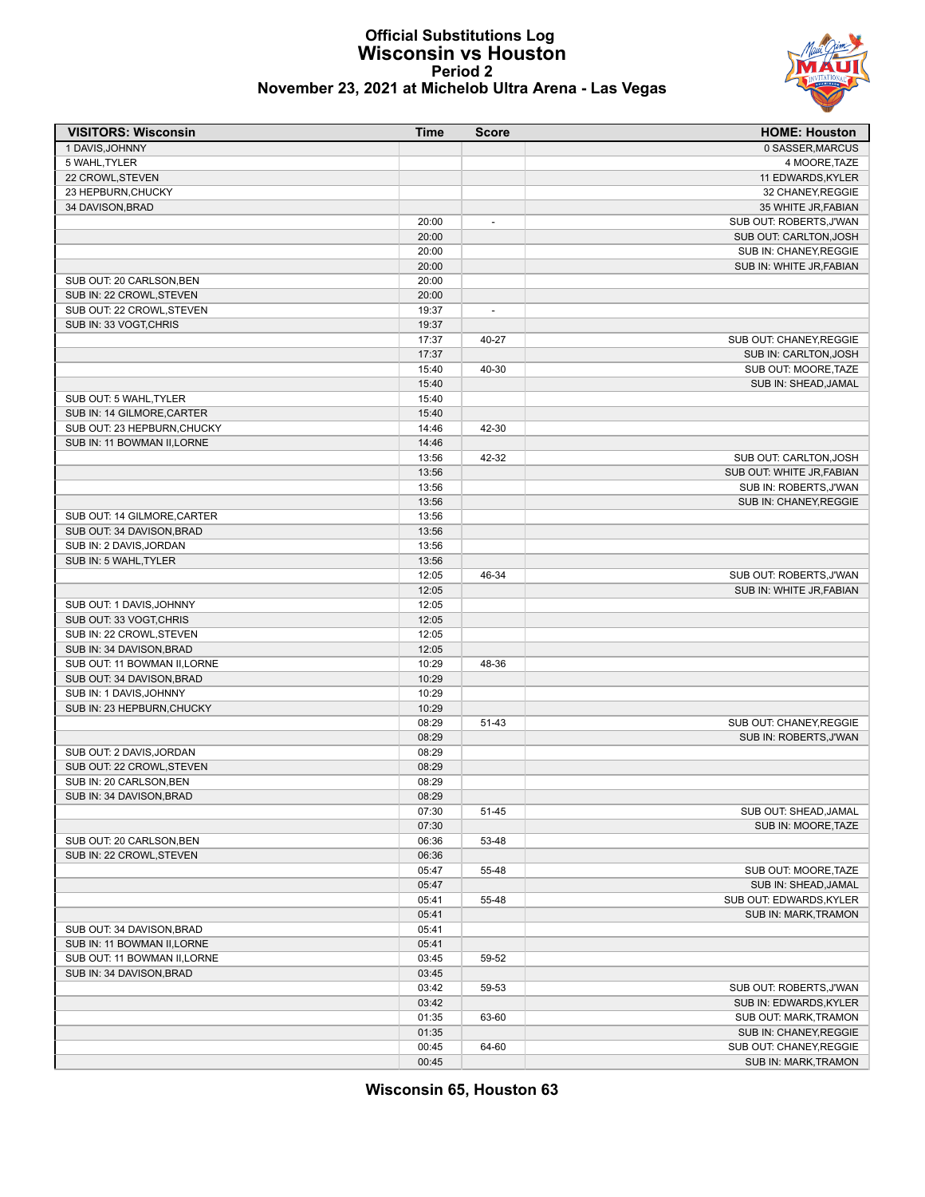# Official Substitutions Log
## Wisconsin vs Houston
### Period 2
### November 23, 2021 at Michelob Ultra Arena - Las Vegas

| VISITORS: Wisconsin | Time | Score | HOME: Houston |
|---|---|---|---|
| 1 DAVIS,JOHNNY | | | 0 SASSER,MARCUS |
| 5 WAHL,TYLER | | | 4 MOORE,TAZE |
| 22 CROWL,STEVEN | | | 11 EDWARDS,KYLER |
| 23 HEPBURN,CHUCKY | | | 32 CHANEY,REGGIE |
| 34 DAVISON,BRAD | | | 35 WHITE JR,FABIAN |
| | 20:00 | - | SUB OUT: ROBERTS,J'WAN |
| | 20:00 | | SUB OUT: CARLTON,JOSH |
| | 20:00 | | SUB IN: CHANEY,REGGIE |
| | 20:00 | | SUB IN: WHITE JR,FABIAN |
| SUB OUT: 20 CARLSON,BEN | 20:00 | | |
| SUB IN: 22 CROWL,STEVEN | 20:00 | | |
| SUB OUT: 22 CROWL,STEVEN | 19:37 | - | |
| SUB IN: 33 VOGT,CHRIS | 19:37 | | |
| | 17:37 | 40-27 | SUB OUT: CHANEY,REGGIE |
| | 17:37 | | SUB IN: CARLTON,JOSH |
| | 15:40 | 40-30 | SUB OUT: MOORE,TAZE |
| | 15:40 | | SUB IN: SHEAD,JAMAL |
| SUB OUT: 5 WAHL,TYLER | 15:40 | | |
| SUB IN: 14 GILMORE,CARTER | 15:40 | | |
| SUB OUT: 23 HEPBURN,CHUCKY | 14:46 | 42-30 | |
| SUB IN: 11 BOWMAN II,LORNE | 14:46 | | |
| | 13:56 | 42-32 | SUB OUT: CARLTON,JOSH |
| | 13:56 | | SUB OUT: WHITE JR,FABIAN |
| | 13:56 | | SUB IN: ROBERTS,J'WAN |
| | 13:56 | | SUB IN: CHANEY,REGGIE |
| SUB OUT: 14 GILMORE,CARTER | 13:56 | | |
| SUB OUT: 34 DAVISON,BRAD | 13:56 | | |
| SUB IN: 2 DAVIS,JORDAN | 13:56 | | |
| SUB IN: 5 WAHL,TYLER | 13:56 | | |
| | 12:05 | 46-34 | SUB OUT: ROBERTS,J'WAN |
| | 12:05 | | SUB IN: WHITE JR,FABIAN |
| SUB OUT: 1 DAVIS,JOHNNY | 12:05 | | |
| SUB OUT: 33 VOGT,CHRIS | 12:05 | | |
| SUB IN: 22 CROWL,STEVEN | 12:05 | | |
| SUB IN: 34 DAVISON,BRAD | 12:05 | | |
| SUB OUT: 11 BOWMAN II,LORNE | 10:29 | 48-36 | |
| SUB OUT: 34 DAVISON,BRAD | 10:29 | | |
| SUB IN: 1 DAVIS,JOHNNY | 10:29 | | |
| SUB IN: 23 HEPBURN,CHUCKY | 10:29 | | |
| | 08:29 | 51-43 | SUB OUT: CHANEY,REGGIE |
| | 08:29 | | SUB IN: ROBERTS,J'WAN |
| SUB OUT: 2 DAVIS,JORDAN | 08:29 | | |
| SUB OUT: 22 CROWL,STEVEN | 08:29 | | |
| SUB IN: 20 CARLSON,BEN | 08:29 | | |
| SUB IN: 34 DAVISON,BRAD | 08:29 | | |
| | 07:30 | 51-45 | SUB OUT: SHEAD,JAMAL |
| | 07:30 | | SUB IN: MOORE,TAZE |
| SUB OUT: 20 CARLSON,BEN | 06:36 | 53-48 | |
| SUB IN: 22 CROWL,STEVEN | 06:36 | | |
| | 05:47 | 55-48 | SUB OUT: MOORE,TAZE |
| | 05:47 | | SUB IN: SHEAD,JAMAL |
| | 05:41 | 55-48 | SUB OUT: EDWARDS,KYLER |
| | 05:41 | | SUB IN: MARK,TRAMON |
| SUB OUT: 34 DAVISON,BRAD | 05:41 | | |
| SUB IN: 11 BOWMAN II,LORNE | 05:41 | | |
| SUB OUT: 11 BOWMAN II,LORNE | 03:45 | 59-52 | |
| SUB IN: 34 DAVISON,BRAD | 03:45 | | |
| | 03:42 | 59-53 | SUB OUT: ROBERTS,J'WAN |
| | 03:42 | | SUB IN: EDWARDS,KYLER |
| | 01:35 | 63-60 | SUB OUT: MARK,TRAMON |
| | 01:35 | | SUB IN: CHANEY,REGGIE |
| | 00:45 | 64-60 | SUB OUT: CHANEY,REGGIE |
| | 00:45 | | SUB IN: MARK,TRAMON |

**Wisconsin 65, Houston 63**